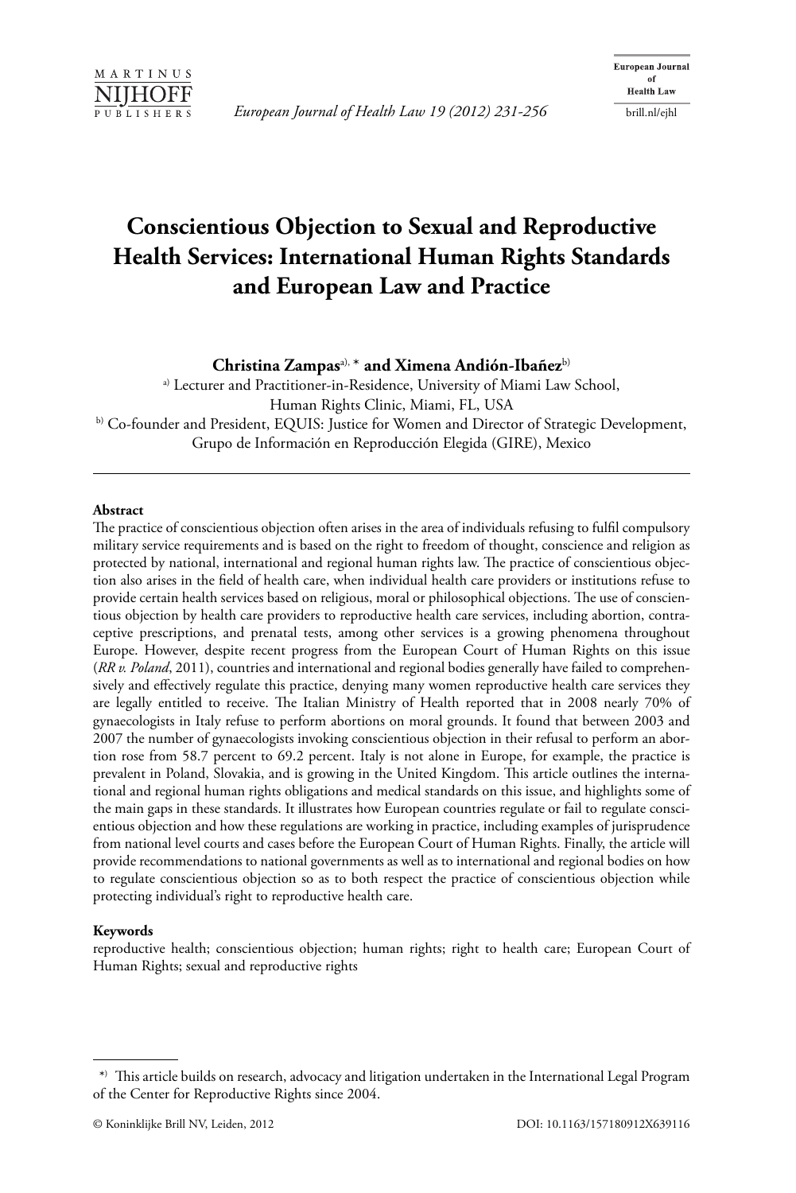# Conscientious Objection to Sexual and Reproductive Health Services: International Human Rights Standards and European Law and Practice

**Christina Zampas**[a), *] **and Ximena Andión-Ibañez**[b)]

[a)] Lecturer and Practitioner-in-Residence, University of Miami Law School, Human Rights Clinic, Miami, FL, USA

[b)] Co-founder and President, EQUIS: Justice for Women and Director of Strategic Development, Grupo de Información en Reproducción Elegida (GIRE), Mexico

---

**Abstract**

The practice of conscientious objection often arises in the area of individuals refusing to fulfil compulsory military service requirements and is based on the right to freedom of thought, conscience and religion as protected by national, international and regional human rights law. The practice of conscientious objection also arises in the field of health care, when individual health care providers or institutions refuse to provide certain health services based on religious, moral or philosophical objections. The use of conscientious objection by health care providers to reproductive health care services, including abortion, contraceptive prescriptions, and prenatal tests, among other services is a growing phenomena throughout Europe. However, despite recent progress from the European Court of Human Rights on this issue (*RR v. Poland*, 2011), countries and international and regional bodies generally have failed to comprehensively and effectively regulate this practice, denying many women reproductive health care services they are legally entitled to receive. The Italian Ministry of Health reported that in 2008 nearly 70% of gynaecologists in Italy refuse to perform abortions on moral grounds. It found that between 2003 and 2007 the number of gynaecologists invoking conscientious objection in their refusal to perform an abortion rose from 58.7 percent to 69.2 percent. Italy is not alone in Europe, for example, the practice is prevalent in Poland, Slovakia, and is growing in the United Kingdom. This article outlines the international and regional human rights obligations and medical standards on this issue, and highlights some of the main gaps in these standards. It illustrates how European countries regulate or fail to regulate conscientious objection and how these regulations are working in practice, including examples of jurisprudence from national level courts and cases before the European Court of Human Rights. Finally, the article will provide recommendations to national governments as well as to international and regional bodies on how to regulate conscientious objection so as to both respect the practice of conscientious objection while protecting individual's right to reproductive health care.

**Keywords**

reproductive health; conscientious objection; human rights; right to health care; European Court of Human Rights; sexual and reproductive rights

---

[*)] This article builds on research, advocacy and litigation undertaken in the International Legal Program of the Center for Reproductive Rights since 2004.

© Koninklijke Brill NV, Leiden, 2012 DOI: 10.1163/157180912X639116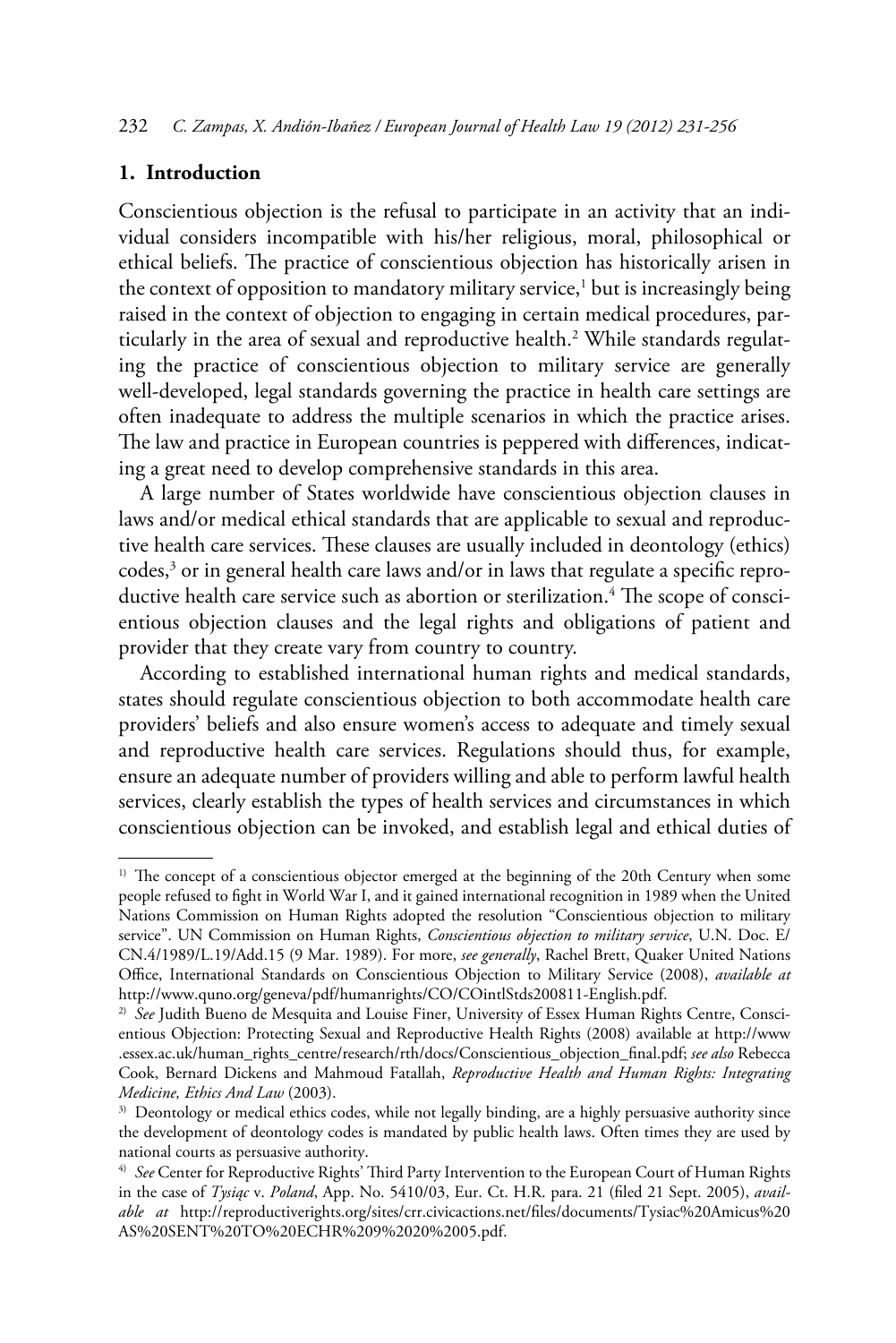## 1. Introduction

Conscientious objection is the refusal to participate in an activity that an individual considers incompatible with his/her religious, moral, philosophical or ethical beliefs. The practice of conscientious objection has historically arisen in the context of opposition to mandatory military service,[1] but is increasingly being raised in the context of objection to engaging in certain medical procedures, particularly in the area of sexual and reproductive health.[2] While standards regulating the practice of conscientious objection to military service are generally well-developed, legal standards governing the practice in health care settings are often inadequate to address the multiple scenarios in which the practice arises. The law and practice in European countries is peppered with differences, indicating a great need to develop comprehensive standards in this area.

A large number of States worldwide have conscientious objection clauses in laws and/or medical ethical standards that are applicable to sexual and reproductive health care services. These clauses are usually included in deontology (ethics) codes,[3] or in general health care laws and/or in laws that regulate a specific reproductive health care service such as abortion or sterilization.[4] The scope of conscientious objection clauses and the legal rights and obligations of patient and provider that they create vary from country to country.

According to established international human rights and medical standards, states should regulate conscientious objection to both accommodate health care providers' beliefs and also ensure women's access to adequate and timely sexual and reproductive health care services. Regulations should thus, for example, ensure an adequate number of providers willing and able to perform lawful health services, clearly establish the types of health services and circumstances in which conscientious objection can be invoked, and establish legal and ethical duties of

---

1) The concept of a conscientious objector emerged at the beginning of the 20th Century when some people refused to fight in World War I, and it gained international recognition in 1989 when the United Nations Commission on Human Rights adopted the resolution "Conscientious objection to military service". UN Commission on Human Rights, *Conscientious objection to military service*, U.N. Doc. E/CN.4/1989/L.19/Add.15 (9 Mar. 1989). For more, *see generally*, Rachel Brett, Quaker United Nations Office, International Standards on Conscientious Objection to Military Service (2008), *available at* http://www.quno.org/geneva/pdf/humanrights/CO/COintlStds200811-English.pdf.

2) *See* Judith Bueno de Mesquita and Louise Finer, University of Essex Human Rights Centre, Conscientious Objection: Protecting Sexual and Reproductive Health Rights (2008) available at http://www.essex.ac.uk/human_rights_centre/research/rth/docs/Conscientious_objection_final.pdf; *see also* Rebecca Cook, Bernard Dickens and Mahmoud Fatallah, *Reproductive Health and Human Rights: Integrating Medicine, Ethics And Law* (2003).

3) Deontology or medical ethics codes, while not legally binding, are a highly persuasive authority since the development of deontology codes is mandated by public health laws. Often times they are used by national courts as persuasive authority.

4) *See* Center for Reproductive Rights' Third Party Intervention to the European Court of Human Rights in the case of *Tysiąc* v. *Poland*, App. No. 5410/03, Eur. Ct. H.R. para. 21 (filed 21 Sept. 2005), *available at* http://reproductiverights.org/sites/crr.civicactions.net/files/documents/Tysiac%20Amicus%20AS%20SENT%20TO%20ECHR%209%2020%2005.pdf.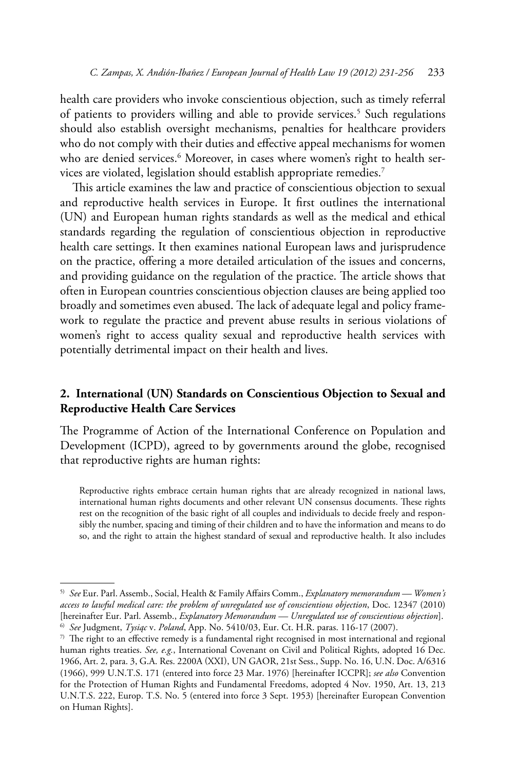health care providers who invoke conscientious objection, such as timely referral of patients to providers willing and able to provide services.[5] Such regulations should also establish oversight mechanisms, penalties for healthcare providers who do not comply with their duties and effective appeal mechanisms for women who are denied services.[6] Moreover, in cases where women's right to health services are violated, legislation should establish appropriate remedies.[7]

This article examines the law and practice of conscientious objection to sexual and reproductive health services in Europe. It first outlines the international (UN) and European human rights standards as well as the medical and ethical standards regarding the regulation of conscientious objection in reproductive health care settings. It then examines national European laws and jurisprudence on the practice, offering a more detailed articulation of the issues and concerns, and providing guidance on the regulation of the practice. The article shows that often in European countries conscientious objection clauses are being applied too broadly and sometimes even abused. The lack of adequate legal and policy framework to regulate the practice and prevent abuse results in serious violations of women's right to access quality sexual and reproductive health services with potentially detrimental impact on their health and lives.

## 2. International (UN) Standards on Conscientious Objection to Sexual and Reproductive Health Care Services

The Programme of Action of the International Conference on Population and Development (ICPD), agreed to by governments around the globe, recognised that reproductive rights are human rights:

> Reproductive rights embrace certain human rights that are already recognized in national laws, international human rights documents and other relevant UN consensus documents. These rights rest on the recognition of the basic right of all couples and individuals to decide freely and responsibly the number, spacing and timing of their children and to have the information and means to do so, and the right to attain the highest standard of sexual and reproductive health. It also includes

---

[5] *See* Eur. Parl. Assemb., Social, Health & Family Affairs Comm., *Explanatory memorandum — Women's access to lawful medical care: the problem of unregulated use of conscientious objection*, Doc. 12347 (2010) [hereinafter Eur. Parl. Assemb., *Explanatory Memorandum — Unregulated use of conscientious objection*].

[6] *See* Judgment, *Tysiąc* v. *Poland*, App. No. 5410/03, Eur. Ct. H.R. paras. 116-17 (2007).

[7] The right to an effective remedy is a fundamental right recognised in most international and regional human rights treaties. *See, e.g.*, International Covenant on Civil and Political Rights, adopted 16 Dec. 1966, Art. 2, para. 3, G.A. Res. 2200A (XXI), UN GAOR, 21st Sess., Supp. No. 16, U.N. Doc. A/6316 (1966), 999 U.N.T.S. 171 (entered into force 23 Mar. 1976) [hereinafter ICCPR]; *see also* Convention for the Protection of Human Rights and Fundamental Freedoms, adopted 4 Nov. 1950, Art. 13, 213 U.N.T.S. 222, Europ. T.S. No. 5 (entered into force 3 Sept. 1953) [hereinafter European Convention on Human Rights].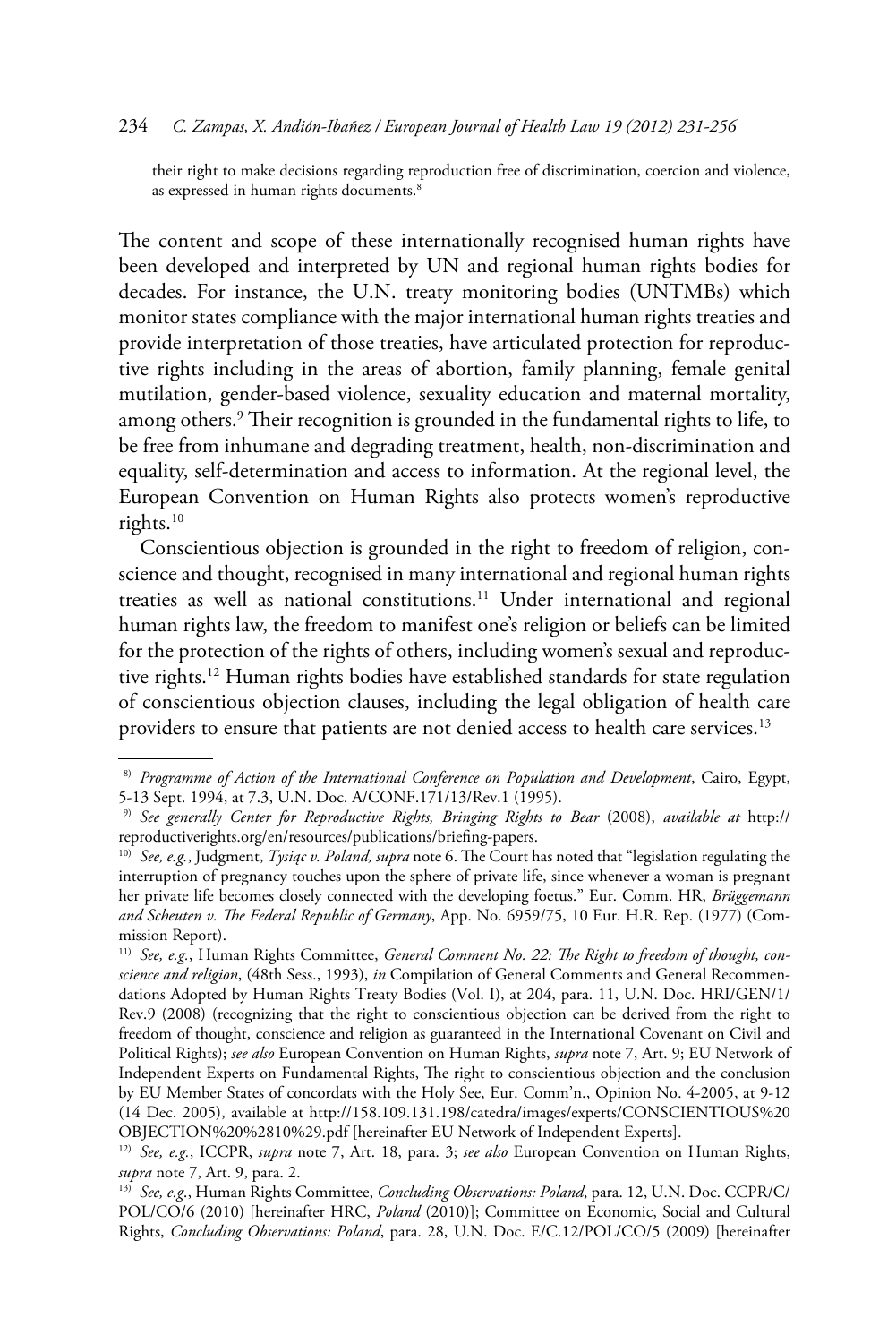their right to make decisions regarding reproduction free of discrimination, coercion and violence, as expressed in human rights documents.[8]

The content and scope of these internationally recognised human rights have been developed and interpreted by UN and regional human rights bodies for decades. For instance, the U.N. treaty monitoring bodies (UNTMBs) which monitor states compliance with the major international human rights treaties and provide interpretation of those treaties, have articulated protection for reproductive rights including in the areas of abortion, family planning, female genital mutilation, gender-based violence, sexuality education and maternal mortality, among others.[9] Their recognition is grounded in the fundamental rights to life, to be free from inhumane and degrading treatment, health, non-discrimination and equality, self-determination and access to information. At the regional level, the European Convention on Human Rights also protects women's reproductive rights.[10]

Conscientious objection is grounded in the right to freedom of religion, conscience and thought, recognised in many international and regional human rights treaties as well as national constitutions.[11] Under international and regional human rights law, the freedom to manifest one's religion or beliefs can be limited for the protection of the rights of others, including women's sexual and reproductive rights.[12] Human rights bodies have established standards for state regulation of conscientious objection clauses, including the legal obligation of health care providers to ensure that patients are not denied access to health care services.[13]

---

8) *Programme of Action of the International Conference on Population and Development*, Cairo, Egypt, 5-13 Sept. 1994, at 7.3, U.N. Doc. A/CONF.171/13/Rev.1 (1995).

9) *See generally Center for Reproductive Rights, Bringing Rights to Bear* (2008), *available at* http://reproductiverights.org/en/resources/publications/briefing-papers.

10) *See, e.g.*, Judgment, *Tysiąc v. Poland, supra* note 6. The Court has noted that "legislation regulating the interruption of pregnancy touches upon the sphere of private life, since whenever a woman is pregnant her private life becomes closely connected with the developing foetus." Eur. Comm. HR, *Brüggemann and Scheuten v. The Federal Republic of Germany*, App. No. 6959/75, 10 Eur. H.R. Rep. (1977) (Commission Report).

11) *See, e.g.*, Human Rights Committee, *General Comment No. 22: The Right to freedom of thought, conscience and religion*, (48th Sess., 1993), *in* Compilation of General Comments and General Recommendations Adopted by Human Rights Treaty Bodies (Vol. I), at 204, para. 11, U.N. Doc. HRI/GEN/1/Rev.9 (2008) (recognizing that the right to conscientious objection can be derived from the right to freedom of thought, conscience and religion as guaranteed in the International Covenant on Civil and Political Rights); *see also* European Convention on Human Rights, *supra* note 7, Art. 9; EU Network of Independent Experts on Fundamental Rights, The right to conscientious objection and the conclusion by EU Member States of concordats with the Holy See, Eur. Comm'n., Opinion No. 4-2005, at 9-12 (14 Dec. 2005), available at http://158.109.131.198/catedra/images/experts/CONSCIENTIOUS%20OBJECTION%20%2810%29.pdf [hereinafter EU Network of Independent Experts].

12) *See, e.g.*, ICCPR, *supra* note 7, Art. 18, para. 3; *see also* European Convention on Human Rights, *supra* note 7, Art. 9, para. 2.

13) *See, e.g.*, Human Rights Committee, *Concluding Observations: Poland*, para. 12, U.N. Doc. CCPR/C/POL/CO/6 (2010) [hereinafter HRC, *Poland* (2010)]; Committee on Economic, Social and Cultural Rights, *Concluding Observations: Poland*, para. 28, U.N. Doc. E/C.12/POL/CO/5 (2009) [hereinafter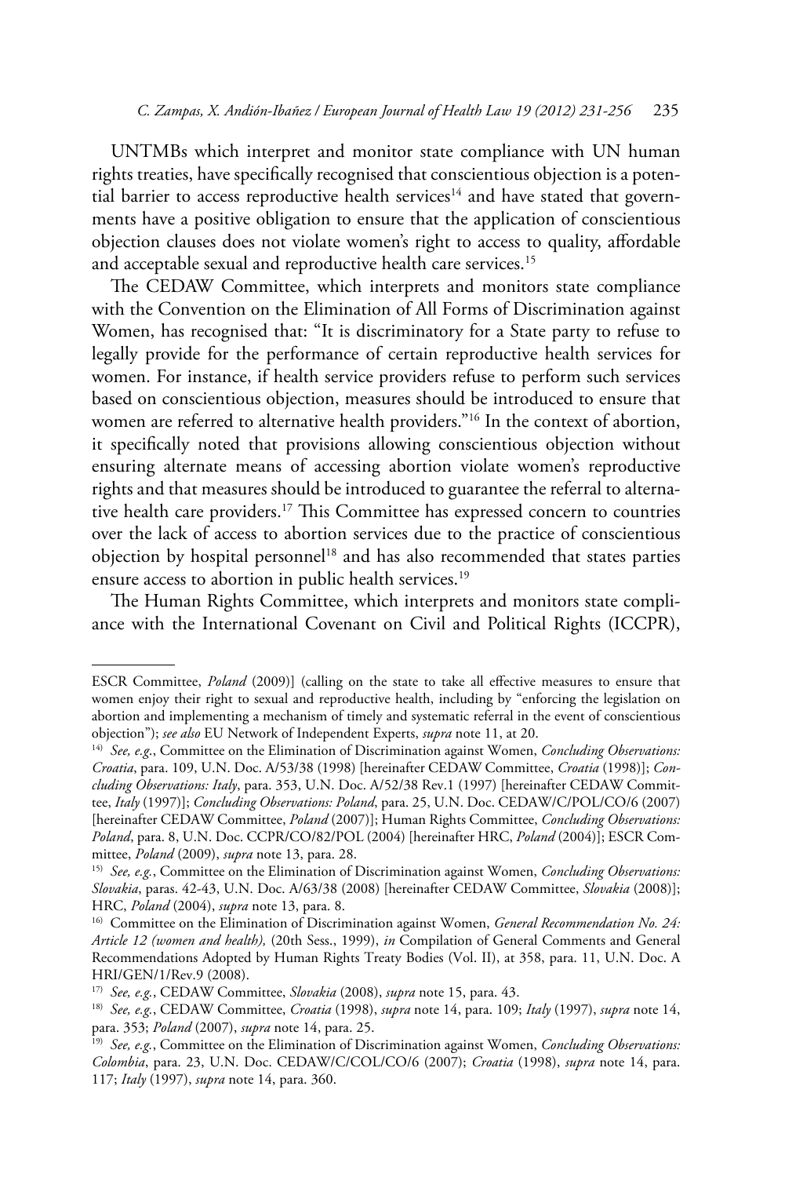UNTMBs which interpret and monitor state compliance with UN human rights treaties, have specifically recognised that conscientious objection is a potential barrier to access reproductive health services[14] and have stated that governments have a positive obligation to ensure that the application of conscientious objection clauses does not violate women's right to access to quality, affordable and acceptable sexual and reproductive health care services.[15]

The CEDAW Committee, which interprets and monitors state compliance with the Convention on the Elimination of All Forms of Discrimination against Women, has recognised that: "It is discriminatory for a State party to refuse to legally provide for the performance of certain reproductive health services for women. For instance, if health service providers refuse to perform such services based on conscientious objection, measures should be introduced to ensure that women are referred to alternative health providers."[16] In the context of abortion, it specifically noted that provisions allowing conscientious objection without ensuring alternate means of accessing abortion violate women's reproductive rights and that measures should be introduced to guarantee the referral to alternative health care providers.[17] This Committee has expressed concern to countries over the lack of access to abortion services due to the practice of conscientious objection by hospital personnel[18] and has also recommended that states parties ensure access to abortion in public health services.[19]

The Human Rights Committee, which interprets and monitors state compliance with the International Covenant on Civil and Political Rights (ICCPR),

---

ESCR Committee, *Poland* (2009)] (calling on the state to take all effective measures to ensure that women enjoy their right to sexual and reproductive health, including by "enforcing the legislation on abortion and implementing a mechanism of timely and systematic referral in the event of conscientious objection"); *see also* EU Network of Independent Experts, *supra* note 11, at 20.

[14] *See, e.g.*, Committee on the Elimination of Discrimination against Women, *Concluding Observations: Croatia*, para. 109, U.N. Doc. A/53/38 (1998) [hereinafter CEDAW Committee, *Croatia* (1998)]; *Concluding Observations: Italy*, para. 353, U.N. Doc. A/52/38 Rev.1 (1997) [hereinafter CEDAW Committee, *Italy* (1997)]; *Concluding Observations: Poland*, para. 25, U.N. Doc. CEDAW/C/POL/CO/6 (2007) [hereinafter CEDAW Committee, *Poland* (2007)]; Human Rights Committee, *Concluding Observations: Poland*, para. 8, U.N. Doc. CCPR/CO/82/POL (2004) [hereinafter HRC, *Poland* (2004)]; ESCR Committee, *Poland* (2009), *supra* note 13, para. 28.

[15] *See, e.g.*, Committee on the Elimination of Discrimination against Women, *Concluding Observations: Slovakia*, paras. 42-43, U.N. Doc. A/63/38 (2008) [hereinafter CEDAW Committee, *Slovakia* (2008)]; HRC, *Poland* (2004), *supra* note 13, para. 8.

[16] Committee on the Elimination of Discrimination against Women, *General Recommendation No. 24: Article 12 (women and health),* (20th Sess., 1999), *in* Compilation of General Comments and General Recommendations Adopted by Human Rights Treaty Bodies (Vol. II), at 358, para. 11, U.N. Doc. A HRI/GEN/1/Rev.9 (2008).

[17] *See, e.g.*, CEDAW Committee, *Slovakia* (2008), *supra* note 15, para. 43.

[18] *See, e.g.*, CEDAW Committee, *Croatia* (1998), *supra* note 14, para. 109; *Italy* (1997), *supra* note 14, para. 353; *Poland* (2007), *supra* note 14, para. 25.

[19] *See, e.g.*, Committee on the Elimination of Discrimination against Women, *Concluding Observations: Colombia*, para. 23, U.N. Doc. CEDAW/C/COL/CO/6 (2007); *Croatia* (1998), *supra* note 14, para. 117; *Italy* (1997), *supra* note 14, para. 360.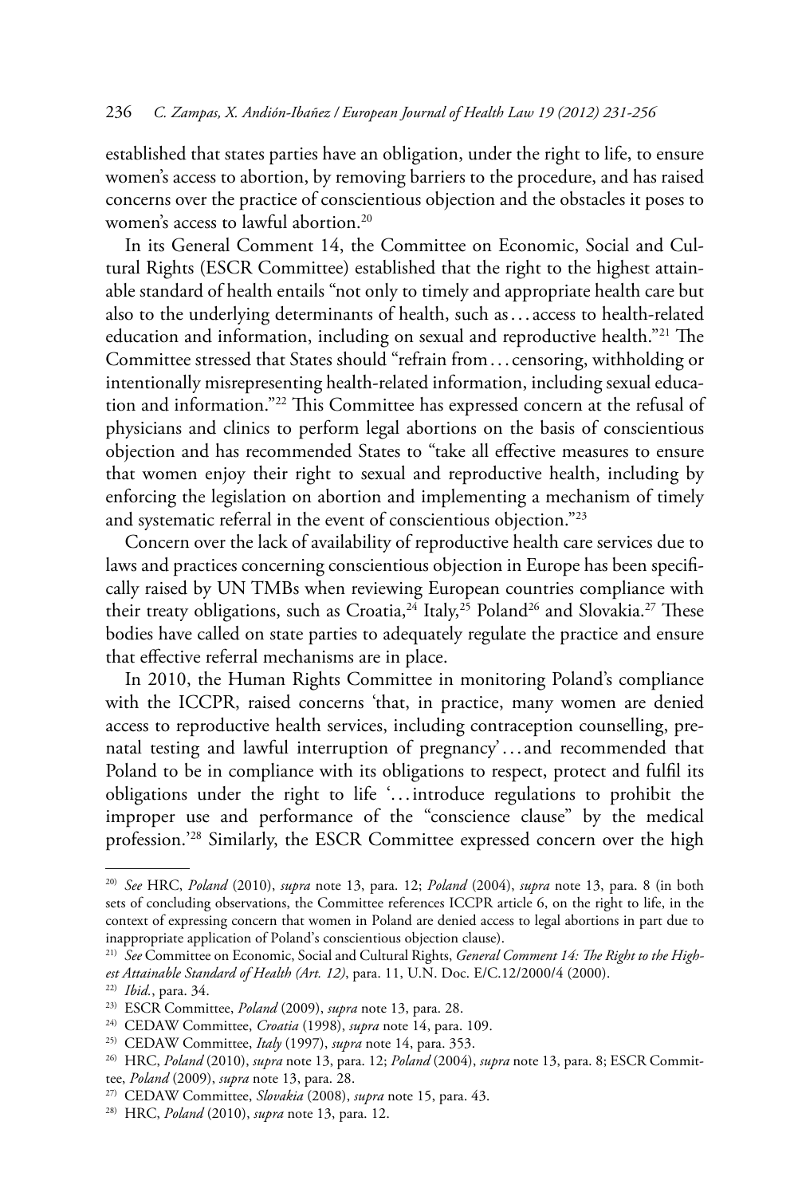established that states parties have an obligation, under the right to life, to ensure women's access to abortion, by removing barriers to the procedure, and has raised concerns over the practice of conscientious objection and the obstacles it poses to women's access to lawful abortion.[20]

In its General Comment 14, the Committee on Economic, Social and Cultural Rights (ESCR Committee) established that the right to the highest attainable standard of health entails "not only to timely and appropriate health care but also to the underlying determinants of health, such as . . . access to health-related education and information, including on sexual and reproductive health."[21] The Committee stressed that States should "refrain from . . . censoring, withholding or intentionally misrepresenting health-related information, including sexual education and information."[22] This Committee has expressed concern at the refusal of physicians and clinics to perform legal abortions on the basis of conscientious objection and has recommended States to "take all effective measures to ensure that women enjoy their right to sexual and reproductive health, including by enforcing the legislation on abortion and implementing a mechanism of timely and systematic referral in the event of conscientious objection."[23]

Concern over the lack of availability of reproductive health care services due to laws and practices concerning conscientious objection in Europe has been specifically raised by UN TMBs when reviewing European countries compliance with their treaty obligations, such as Croatia,[24] Italy,[25] Poland[26] and Slovakia.[27] These bodies have called on state parties to adequately regulate the practice and ensure that effective referral mechanisms are in place.

In 2010, the Human Rights Committee in monitoring Poland's compliance with the ICCPR, raised concerns 'that, in practice, many women are denied access to reproductive health services, including contraception counselling, prenatal testing and lawful interruption of pregnancy' . . . and recommended that Poland to be in compliance with its obligations to respect, protect and fulfil its obligations under the right to life '. . . introduce regulations to prohibit the improper use and performance of the "conscience clause" by the medical profession.'[28] Similarly, the ESCR Committee expressed concern over the high

---

[20] *See* HRC, *Poland* (2010), *supra* note 13, para. 12; *Poland* (2004), *supra* note 13, para. 8 (in both sets of concluding observations, the Committee references ICCPR article 6, on the right to life, in the context of expressing concern that women in Poland are denied access to legal abortions in part due to inappropriate application of Poland's conscientious objection clause).

[21] *See* Committee on Economic, Social and Cultural Rights, *General Comment 14: The Right to the Highest Attainable Standard of Health (Art. 12)*, para. 11, U.N. Doc. E/C.12/2000/4 (2000).

[22] *Ibid.*, para. 34.

[23] ESCR Committee, *Poland* (2009), *supra* note 13, para. 28.

[24] CEDAW Committee, *Croatia* (1998), *supra* note 14, para. 109.

[25] CEDAW Committee, *Italy* (1997), *supra* note 14, para. 353.

[26] HRC, *Poland* (2010), *supra* note 13, para. 12; *Poland* (2004), *supra* note 13, para. 8; ESCR Committee, *Poland* (2009), *supra* note 13, para. 28.

[27] CEDAW Committee, *Slovakia* (2008), *supra* note 15, para. 43.

[28] HRC, *Poland* (2010), *supra* note 13, para. 12.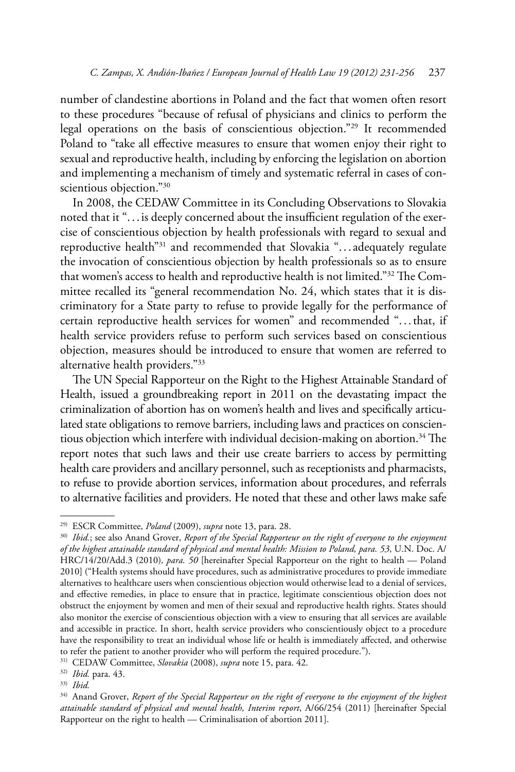number of clandestine abortions in Poland and the fact that women often resort to these procedures "because of refusal of physicians and clinics to perform the legal operations on the basis of conscientious objection."[29] It recommended Poland to "take all effective measures to ensure that women enjoy their right to sexual and reproductive health, including by enforcing the legislation on abortion and implementing a mechanism of timely and systematic referral in cases of conscientious objection."[30]

In 2008, the CEDAW Committee in its Concluding Observations to Slovakia noted that it "... is deeply concerned about the insufficient regulation of the exercise of conscientious objection by health professionals with regard to sexual and reproductive health"[31] and recommended that Slovakia "... adequately regulate the invocation of conscientious objection by health professionals so as to ensure that women's access to health and reproductive health is not limited."[32] The Committee recalled its "general recommendation No. 24, which states that it is discriminatory for a State party to refuse to provide legally for the performance of certain reproductive health services for women" and recommended "... that, if health service providers refuse to perform such services based on conscientious objection, measures should be introduced to ensure that women are referred to alternative health providers."[33]

The UN Special Rapporteur on the Right to the Highest Attainable Standard of Health, issued a groundbreaking report in 2011 on the devastating impact the criminalization of abortion has on women's health and lives and specifically articulated state obligations to remove barriers, including laws and practices on conscientious objection which interfere with individual decision-making on abortion.[34] The report notes that such laws and their use create barriers to access by permitting health care providers and ancillary personnel, such as receptionists and pharmacists, to refuse to provide abortion services, information about procedures, and referrals to alternative facilities and providers. He noted that these and other laws make safe

---

[29] ESCR Committee, *Poland* (2009), *supra* note 13, para. 28.

[30] *Ibid.*; see also Anand Grover, *Report of the Special Rapporteur on the right of everyone to the enjoyment of the highest attainable standard of physical and mental health: Mission to Poland, para. 53*, U.N. Doc. A/HRC/14/20/Add.3 (2010), *para. 50* [hereinafter Special Rapporteur on the right to health — Poland 2010] ("Health systems should have procedures, such as administrative procedures to provide immediate alternatives to healthcare users when conscientious objection would otherwise lead to a denial of services, and effective remedies, in place to ensure that in practice, legitimate conscientious objection does not obstruct the enjoyment by women and men of their sexual and reproductive health rights. States should also monitor the exercise of conscientious objection with a view to ensuring that all services are available and accessible in practice. In short, health service providers who conscientiously object to a procedure have the responsibility to treat an individual whose life or health is immediately affected, and otherwise to refer the patient to another provider who will perform the required procedure.").

[31] CEDAW Committee, *Slovakia* (2008), *supra* note 15, para. 42.

[32] *Ibid.* para. 43.

[33] *Ibid.*

[34] Anand Grover, *Report of the Special Rapporteur on the right of everyone to the enjoyment of the highest attainable standard of physical and mental health, Interim report*, A/66/254 (2011) [hereinafter Special Rapporteur on the right to health — Criminalisation of abortion 2011].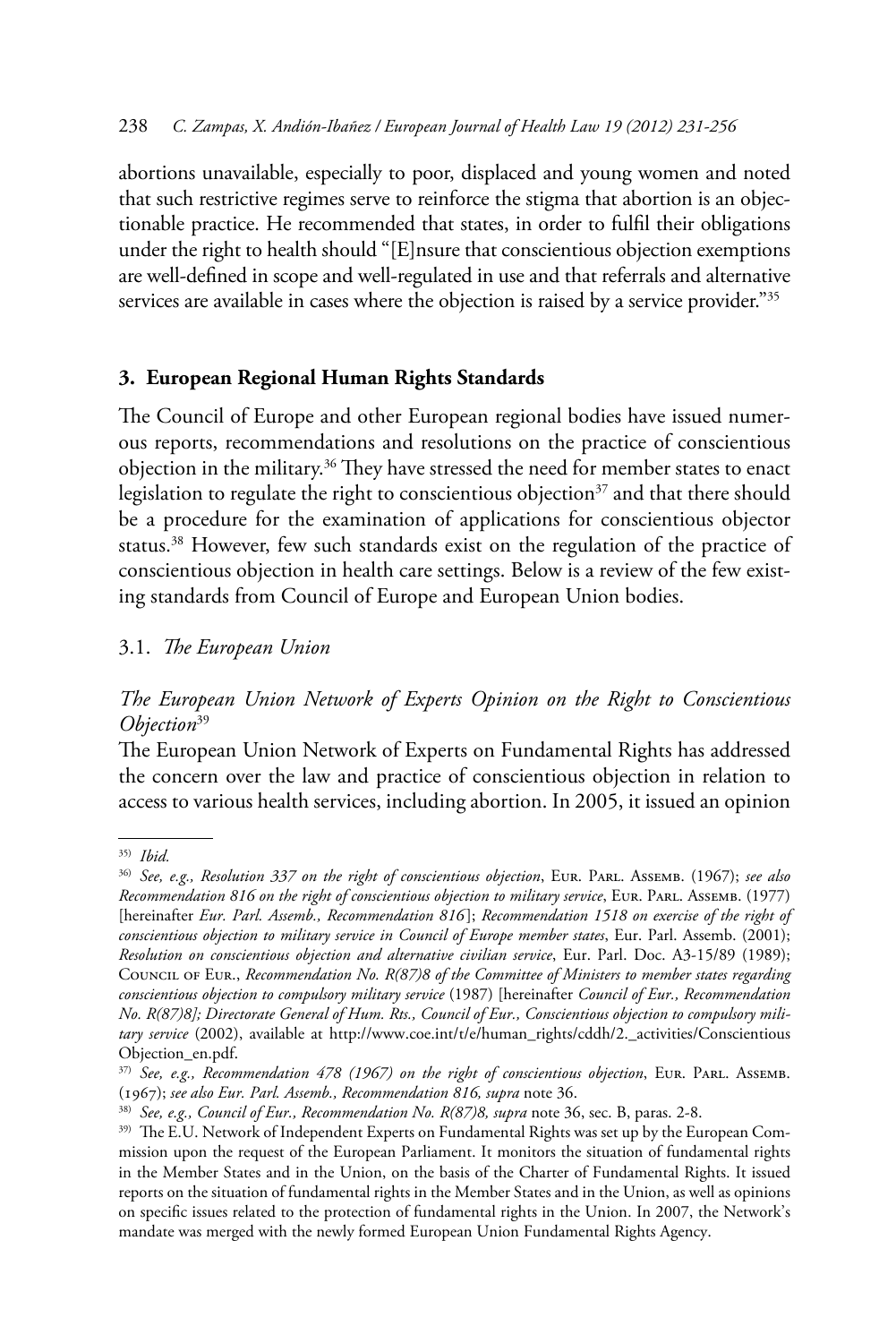abortions unavailable, especially to poor, displaced and young women and noted that such restrictive regimes serve to reinforce the stigma that abortion is an objectionable practice. He recommended that states, in order to fulfil their obligations under the right to health should "[E]nsure that conscientious objection exemptions are well-defined in scope and well-regulated in use and that referrals and alternative services are available in cases where the objection is raised by a service provider."[35]

## 3. European Regional Human Rights Standards

The Council of Europe and other European regional bodies have issued numerous reports, recommendations and resolutions on the practice of conscientious objection in the military.[36] They have stressed the need for member states to enact legislation to regulate the right to conscientious objection[37] and that there should be a procedure for the examination of applications for conscientious objector status.[38] However, few such standards exist on the regulation of the practice of conscientious objection in health care settings. Below is a review of the few existing standards from Council of Europe and European Union bodies.

### 3.1. *The European Union*

#### *The European Union Network of Experts Opinion on the Right to Conscientious Objection*[39]

The European Union Network of Experts on Fundamental Rights has addressed the concern over the law and practice of conscientious objection in relation to access to various health services, including abortion. In 2005, it issued an opinion

---

[35] *Ibid.*

[36] *See, e.g., Resolution 337 on the right of conscientious objection*, Eur. Parl. Assemb. (1967); *see also Recommendation 816 on the right of conscientious objection to military service*, Eur. Parl. Assemb. (1977) [hereinafter *Eur. Parl. Assemb., Recommendation 816*]; *Recommendation 1518 on exercise of the right of conscientious objection to military service in Council of Europe member states*, Eur. Parl. Assemb. (2001); *Resolution on conscientious objection and alternative civilian service*, Eur. Parl. Doc. A3-15/89 (1989); Council of Eur., *Recommendation No. R(87)8 of the Committee of Ministers to member states regarding conscientious objection to compulsory military service* (1987) [hereinafter *Council of Eur., Recommendation No. R(87)8]; Directorate General of Hum. Rts., Council of Eur., Conscientious objection to compulsory military service* (2002), available at http://www.coe.int/t/e/human_rights/cddh/2._activities/Conscientious Objection_en.pdf.

[37] *See, e.g., Recommendation 478 (1967) on the right of conscientious objection*, Eur. Parl. Assemb. (1967); *see also Eur. Parl. Assemb., Recommendation 816, supra* note 36.

[38] *See, e.g., Council of Eur., Recommendation No. R(87)8, supra* note 36, sec. B, paras. 2-8.

[39] The E.U. Network of Independent Experts on Fundamental Rights was set up by the European Commission upon the request of the European Parliament. It monitors the situation of fundamental rights in the Member States and in the Union, on the basis of the Charter of Fundamental Rights. It issued reports on the situation of fundamental rights in the Member States and in the Union, as well as opinions on specific issues related to the protection of fundamental rights in the Union. In 2007, the Network's mandate was merged with the newly formed European Union Fundamental Rights Agency.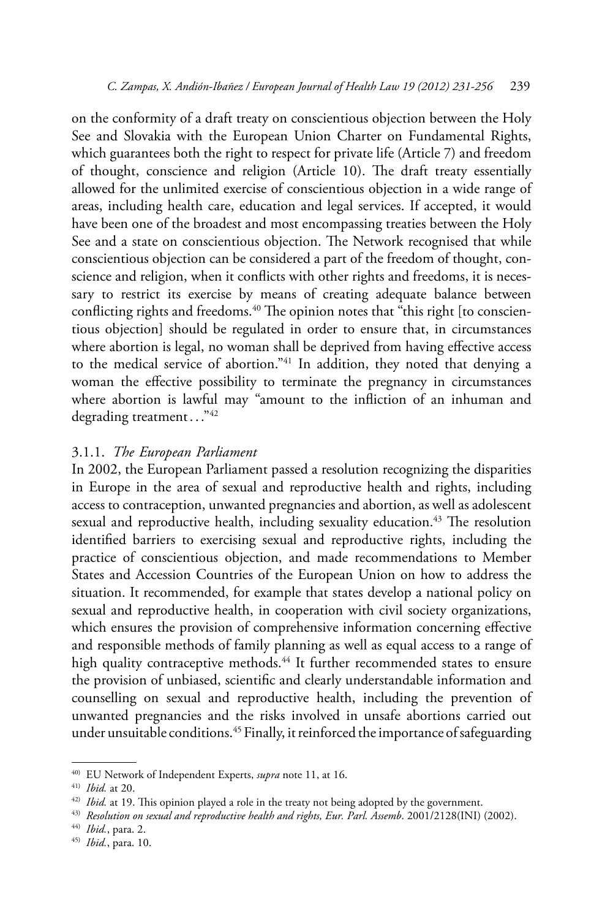on the conformity of a draft treaty on conscientious objection between the Holy See and Slovakia with the European Union Charter on Fundamental Rights, which guarantees both the right to respect for private life (Article 7) and freedom of thought, conscience and religion (Article 10). The draft treaty essentially allowed for the unlimited exercise of conscientious objection in a wide range of areas, including health care, education and legal services. If accepted, it would have been one of the broadest and most encompassing treaties between the Holy See and a state on conscientious objection. The Network recognised that while conscientious objection can be considered a part of the freedom of thought, conscience and religion, when it conflicts with other rights and freedoms, it is necessary to restrict its exercise by means of creating adequate balance between conflicting rights and freedoms.[40] The opinion notes that "this right [to conscientious objection] should be regulated in order to ensure that, in circumstances where abortion is legal, no woman shall be deprived from having effective access to the medical service of abortion."[41] In addition, they noted that denying a woman the effective possibility to terminate the pregnancy in circumstances where abortion is lawful may "amount to the infliction of an inhuman and degrading treatment…"[42]

### 3.1.1. *The European Parliament*

In 2002, the European Parliament passed a resolution recognizing the disparities in Europe in the area of sexual and reproductive health and rights, including access to contraception, unwanted pregnancies and abortion, as well as adolescent sexual and reproductive health, including sexuality education.[43] The resolution identified barriers to exercising sexual and reproductive rights, including the practice of conscientious objection, and made recommendations to Member States and Accession Countries of the European Union on how to address the situation. It recommended, for example that states develop a national policy on sexual and reproductive health, in cooperation with civil society organizations, which ensures the provision of comprehensive information concerning effective and responsible methods of family planning as well as equal access to a range of high quality contraceptive methods.[44] It further recommended states to ensure the provision of unbiased, scientific and clearly understandable information and counselling on sexual and reproductive health, including the prevention of unwanted pregnancies and the risks involved in unsafe abortions carried out under unsuitable conditions.[45] Finally, it reinforced the importance of safeguarding

---

[40] EU Network of Independent Experts, *supra* note 11, at 16.

[41] *Ibid.* at 20.

[42] *Ibid.* at 19. This opinion played a role in the treaty not being adopted by the government.

[43] *Resolution on sexual and reproductive health and rights, Eur. Parl. Assemb*. 2001/2128(INI) (2002).

[44] *Ibid.*, para. 2.

[45] *Ibid.*, para. 10.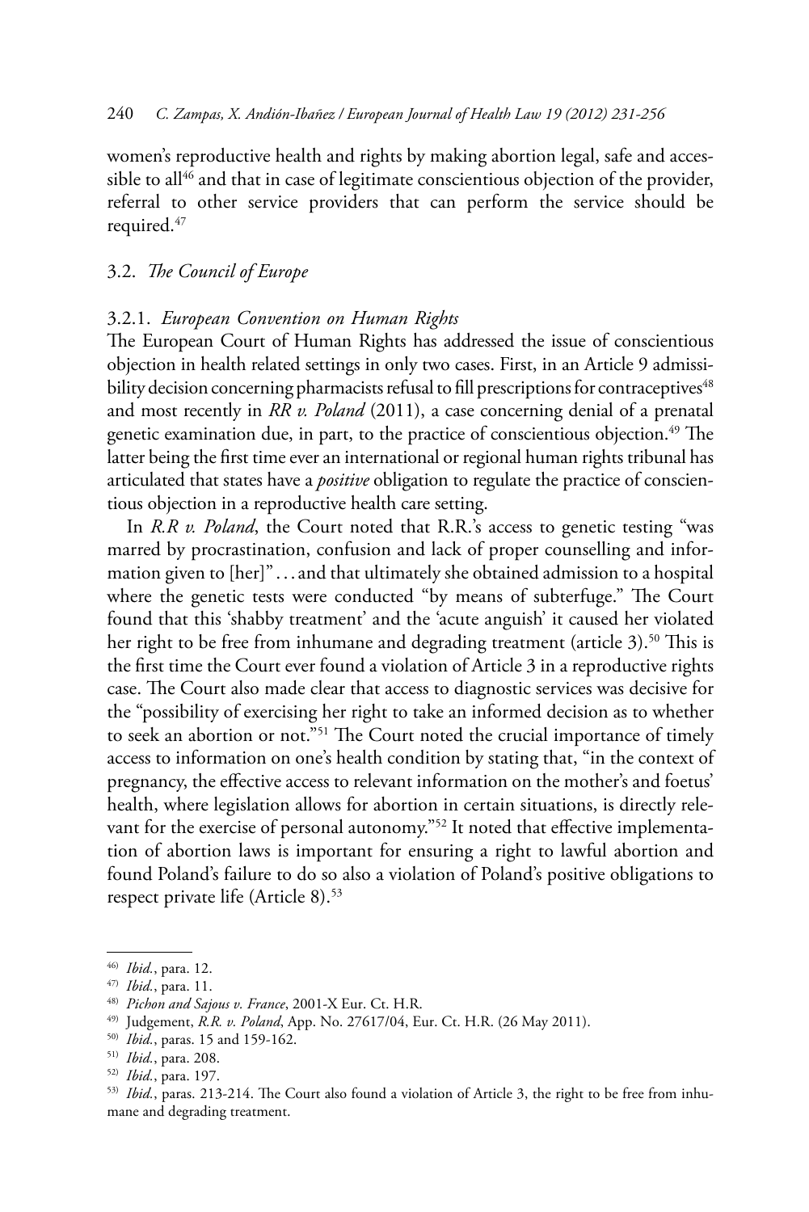women's reproductive health and rights by making abortion legal, safe and accessible to all[46] and that in case of legitimate conscientious objection of the provider, referral to other service providers that can perform the service should be required.[47]

### 3.2. *The Council of Europe*

#### 3.2.1. *European Convention on Human Rights*

The European Court of Human Rights has addressed the issue of conscientious objection in health related settings in only two cases. First, in an Article 9 admissibility decision concerning pharmacists refusal to fill prescriptions for contraceptives[48] and most recently in *RR v. Poland* (2011), a case concerning denial of a prenatal genetic examination due, in part, to the practice of conscientious objection.[49] The latter being the first time ever an international or regional human rights tribunal has articulated that states have a *positive* obligation to regulate the practice of conscientious objection in a reproductive health care setting.

In *R.R v. Poland*, the Court noted that R.R.'s access to genetic testing "was marred by procrastination, confusion and lack of proper counselling and information given to [her]" . . . and that ultimately she obtained admission to a hospital where the genetic tests were conducted "by means of subterfuge." The Court found that this 'shabby treatment' and the 'acute anguish' it caused her violated her right to be free from inhumane and degrading treatment (article 3).[50] This is the first time the Court ever found a violation of Article 3 in a reproductive rights case. The Court also made clear that access to diagnostic services was decisive for the "possibility of exercising her right to take an informed decision as to whether to seek an abortion or not."[51] The Court noted the crucial importance of timely access to information on one's health condition by stating that, "in the context of pregnancy, the effective access to relevant information on the mother's and foetus' health, where legislation allows for abortion in certain situations, is directly relevant for the exercise of personal autonomy."[52] It noted that effective implementation of abortion laws is important for ensuring a right to lawful abortion and found Poland's failure to do so also a violation of Poland's positive obligations to respect private life (Article 8).[53]

---

46) *Ibid.*, para. 12.

47) *Ibid.*, para. 11.

48) *Pichon and Sajous v. France*, 2001-X Eur. Ct. H.R.

49) Judgement, *R.R. v. Poland*, App. No. 27617/04, Eur. Ct. H.R. (26 May 2011).

50) *Ibid.*, paras. 15 and 159-162.

51) *Ibid.*, para. 208.

52) *Ibid.*, para. 197.

53) *Ibid.*, paras. 213-214. The Court also found a violation of Article 3, the right to be free from inhumane and degrading treatment.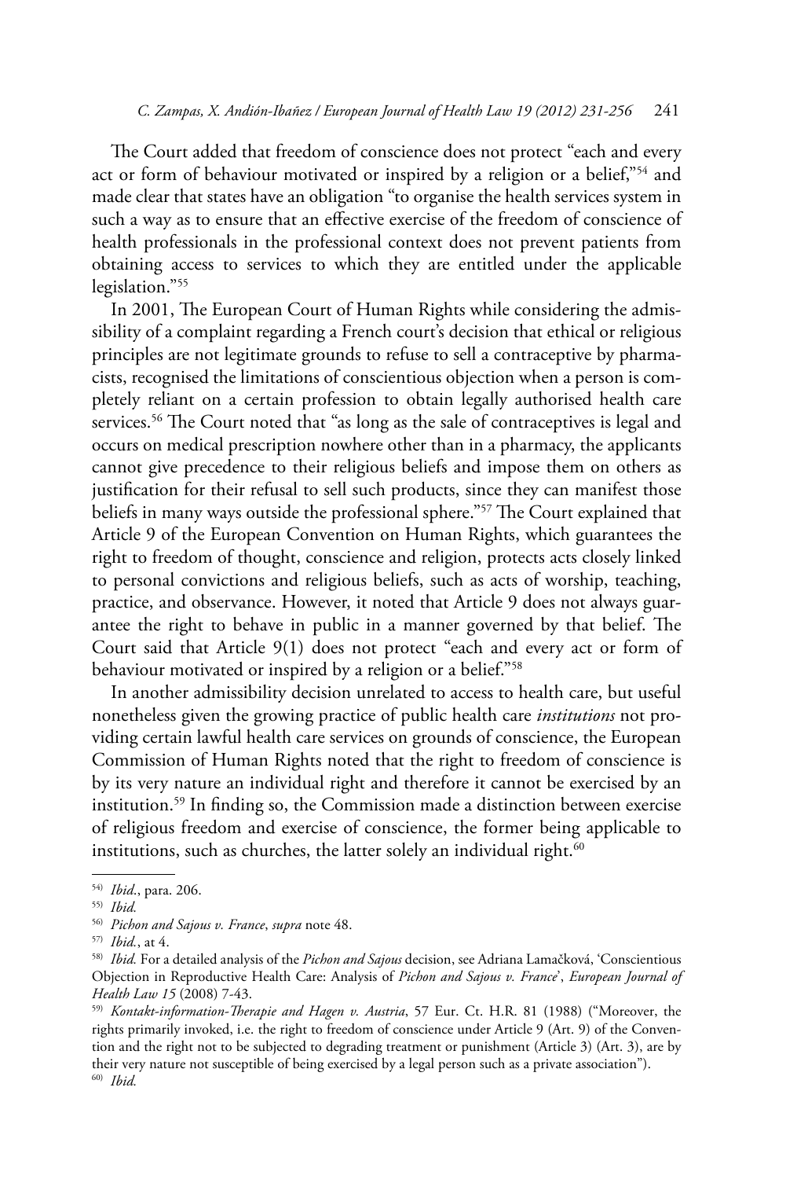The Court added that freedom of conscience does not protect "each and every act or form of behaviour motivated or inspired by a religion or a belief,"[54] and made clear that states have an obligation "to organise the health services system in such a way as to ensure that an effective exercise of the freedom of conscience of health professionals in the professional context does not prevent patients from obtaining access to services to which they are entitled under the applicable legislation."[55]

In 2001, The European Court of Human Rights while considering the admissibility of a complaint regarding a French court's decision that ethical or religious principles are not legitimate grounds to refuse to sell a contraceptive by pharmacists, recognised the limitations of conscientious objection when a person is completely reliant on a certain profession to obtain legally authorised health care services.[56] The Court noted that "as long as the sale of contraceptives is legal and occurs on medical prescription nowhere other than in a pharmacy, the applicants cannot give precedence to their religious beliefs and impose them on others as justification for their refusal to sell such products, since they can manifest those beliefs in many ways outside the professional sphere."[57] The Court explained that Article 9 of the European Convention on Human Rights, which guarantees the right to freedom of thought, conscience and religion, protects acts closely linked to personal convictions and religious beliefs, such as acts of worship, teaching, practice, and observance. However, it noted that Article 9 does not always guarantee the right to behave in public in a manner governed by that belief. The Court said that Article 9(1) does not protect "each and every act or form of behaviour motivated or inspired by a religion or a belief."[58]

In another admissibility decision unrelated to access to health care, but useful nonetheless given the growing practice of public health care *institutions* not providing certain lawful health care services on grounds of conscience, the European Commission of Human Rights noted that the right to freedom of conscience is by its very nature an individual right and therefore it cannot be exercised by an institution.[59] In finding so, the Commission made a distinction between exercise of religious freedom and exercise of conscience, the former being applicable to institutions, such as churches, the latter solely an individual right.[60]

---

[54] *Ibid.*, para. 206.

[55] *Ibid.*

[56] *Pichon and Sajous v. France*, *supra* note 48.

[57] *Ibid.*, at 4.

[58] *Ibid.* For a detailed analysis of the *Pichon and Sajous* decision, see Adriana Lamačková, 'Conscientious Objection in Reproductive Health Care: Analysis of *Pichon and Sajous v. France*', *European Journal of Health Law 15* (2008) 7-43.

[59] *Kontakt-information-Therapie and Hagen v. Austria*, 57 Eur. Ct. H.R. 81 (1988) ("Moreover, the rights primarily invoked, i.e. the right to freedom of conscience under Article 9 (Art. 9) of the Convention and the right not to be subjected to degrading treatment or punishment (Article 3) (Art. 3), are by their very nature not susceptible of being exercised by a legal person such as a private association").

[60] *Ibid.*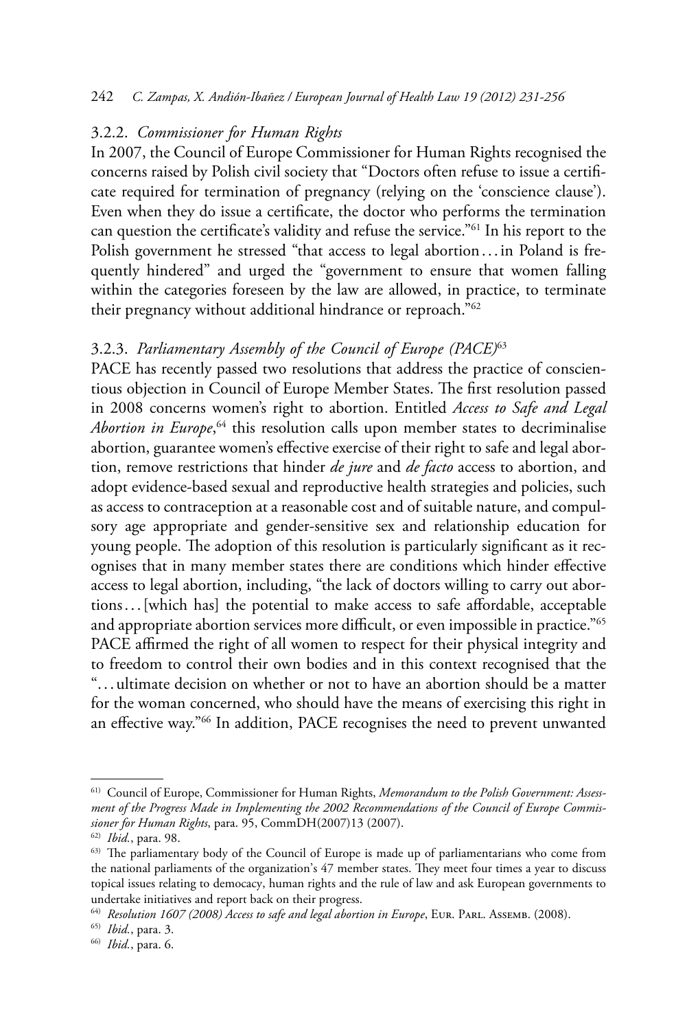### 3.2.2. *Commissioner for Human Rights*

In 2007, the Council of Europe Commissioner for Human Rights recognised the concerns raised by Polish civil society that "Doctors often refuse to issue a certificate required for termination of pregnancy (relying on the 'conscience clause'). Even when they do issue a certificate, the doctor who performs the termination can question the certificate's validity and refuse the service."[61] In his report to the Polish government he stressed "that access to legal abortion . . . in Poland is frequently hindered" and urged the "government to ensure that women falling within the categories foreseen by the law are allowed, in practice, to terminate their pregnancy without additional hindrance or reproach."[62]

### 3.2.3. *Parliamentary Assembly of the Council of Europe (PACE)*[63]

PACE has recently passed two resolutions that address the practice of conscientious objection in Council of Europe Member States. The first resolution passed in 2008 concerns women's right to abortion. Entitled *Access to Safe and Legal Abortion in Europe*,[64] this resolution calls upon member states to decriminalise abortion, guarantee women's effective exercise of their right to safe and legal abortion, remove restrictions that hinder *de jure* and *de facto* access to abortion, and adopt evidence-based sexual and reproductive health strategies and policies, such as access to contraception at a reasonable cost and of suitable nature, and compulsory age appropriate and gender-sensitive sex and relationship education for young people. The adoption of this resolution is particularly significant as it recognises that in many member states there are conditions which hinder effective access to legal abortion, including, "the lack of doctors willing to carry out abortions . . . [which has] the potential to make access to safe affordable, acceptable and appropriate abortion services more difficult, or even impossible in practice."[65] PACE affirmed the right of all women to respect for their physical integrity and to freedom to control their own bodies and in this context recognised that the ". . . ultimate decision on whether or not to have an abortion should be a matter for the woman concerned, who should have the means of exercising this right in an effective way."[66] In addition, PACE recognises the need to prevent unwanted

---

[61] Council of Europe, Commissioner for Human Rights, *Memorandum to the Polish Government: Assessment of the Progress Made in Implementing the 2002 Recommendations of the Council of Europe Commissioner for Human Rights*, para. 95, CommDH(2007)13 (2007).

[62] *Ibid.*, para. 98.

[63] The parliamentary body of the Council of Europe is made up of parliamentarians who come from the national parliaments of the organization's 47 member states. They meet four times a year to discuss topical issues relating to democacy, human rights and the rule of law and ask European governments to undertake initiatives and report back on their progress.

[64] *Resolution 1607 (2008) Access to safe and legal abortion in Europe*, Eur. Parl. Assemb. (2008).

[65] *Ibid.*, para. 3.

[66] *Ibid.*, para. 6.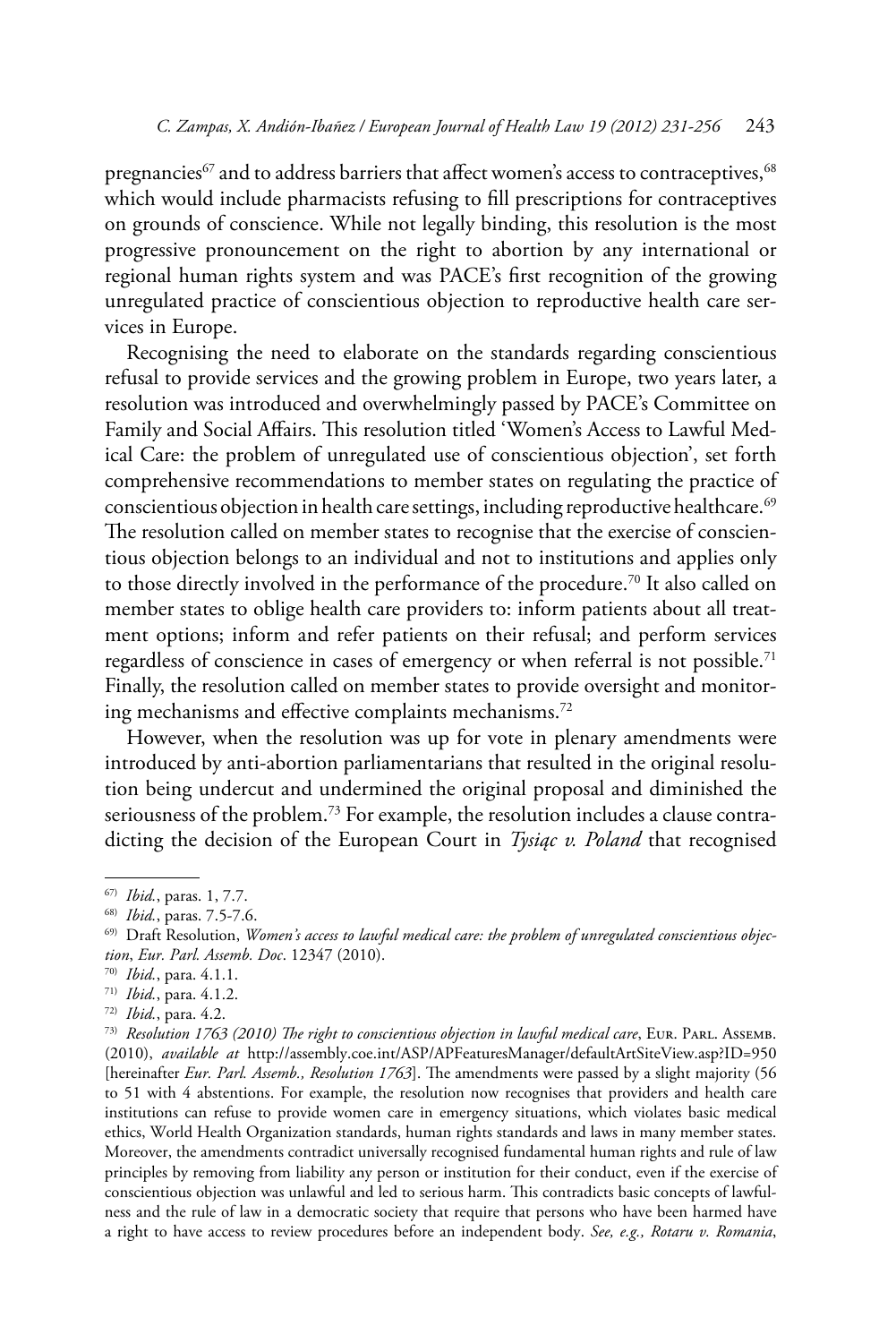pregnancies[67] and to address barriers that affect women's access to contraceptives,[68] which would include pharmacists refusing to fill prescriptions for contraceptives on grounds of conscience. While not legally binding, this resolution is the most progressive pronouncement on the right to abortion by any international or regional human rights system and was PACE's first recognition of the growing unregulated practice of conscientious objection to reproductive health care services in Europe.

Recognising the need to elaborate on the standards regarding conscientious refusal to provide services and the growing problem in Europe, two years later, a resolution was introduced and overwhelmingly passed by PACE's Committee on Family and Social Affairs. This resolution titled 'Women's Access to Lawful Medical Care: the problem of unregulated use of conscientious objection', set forth comprehensive recommendations to member states on regulating the practice of conscientious objection in health care settings, including reproductive healthcare.[69] The resolution called on member states to recognise that the exercise of conscientious objection belongs to an individual and not to institutions and applies only to those directly involved in the performance of the procedure.[70] It also called on member states to oblige health care providers to: inform patients about all treatment options; inform and refer patients on their refusal; and perform services regardless of conscience in cases of emergency or when referral is not possible.[71] Finally, the resolution called on member states to provide oversight and monitoring mechanisms and effective complaints mechanisms.[72]

However, when the resolution was up for vote in plenary amendments were introduced by anti-abortion parliamentarians that resulted in the original resolution being undercut and undermined the original proposal and diminished the seriousness of the problem.[73] For example, the resolution includes a clause contradicting the decision of the European Court in *Tysiąc v. Poland* that recognised

---

[67] *Ibid.*, paras. 1, 7.7.

[68] *Ibid.*, paras. 7.5-7.6.

[69] Draft Resolution, *Women's access to lawful medical care: the problem of unregulated conscientious objection*, *Eur. Parl. Assemb. Doc*. 12347 (2010).

[70] *Ibid.*, para. 4.1.1.

[71] *Ibid.*, para. 4.1.2.

[72] *Ibid.*, para. 4.2.

[73] *Resolution 1763 (2010) The right to conscientious objection in lawful medical care*, Eur. Parl. Assemb. (2010), *available at* http://assembly.coe.int/ASP/APFeaturesManager/defaultArtSiteView.asp?ID=950 [hereinafter *Eur. Parl. Assemb., Resolution 1763*]. The amendments were passed by a slight majority (56 to 51 with 4 abstentions. For example, the resolution now recognises that providers and health care institutions can refuse to provide women care in emergency situations, which violates basic medical ethics, World Health Organization standards, human rights standards and laws in many member states. Moreover, the amendments contradict universally recognised fundamental human rights and rule of law principles by removing from liability any person or institution for their conduct, even if the exercise of conscientious objection was unlawful and led to serious harm. This contradicts basic concepts of lawfulness and the rule of law in a democratic society that require that persons who have been harmed have a right to have access to review procedures before an independent body. *See, e.g., Rotaru v. Romania*,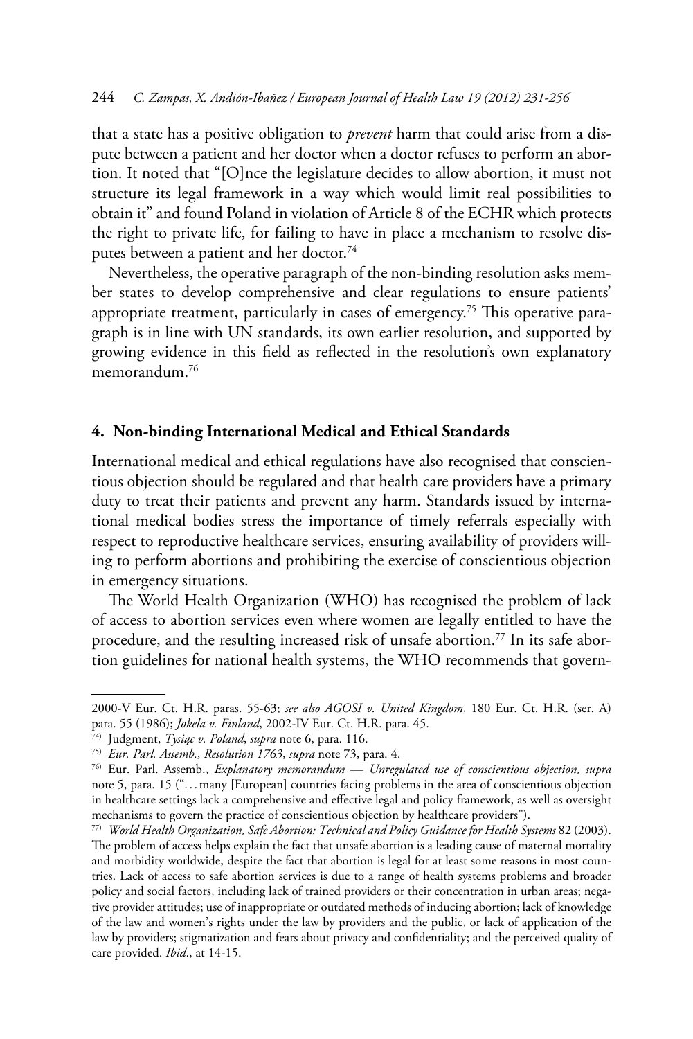that a state has a positive obligation to *prevent* harm that could arise from a dispute between a patient and her doctor when a doctor refuses to perform an abortion. It noted that "[O]nce the legislature decides to allow abortion, it must not structure its legal framework in a way which would limit real possibilities to obtain it" and found Poland in violation of Article 8 of the ECHR which protects the right to private life, for failing to have in place a mechanism to resolve disputes between a patient and her doctor.[74]

Nevertheless, the operative paragraph of the non-binding resolution asks member states to develop comprehensive and clear regulations to ensure patients' appropriate treatment, particularly in cases of emergency.[75] This operative paragraph is in line with UN standards, its own earlier resolution, and supported by growing evidence in this field as reflected in the resolution's own explanatory memorandum.[76]

## 4. Non-binding International Medical and Ethical Standards

International medical and ethical regulations have also recognised that conscientious objection should be regulated and that health care providers have a primary duty to treat their patients and prevent any harm. Standards issued by international medical bodies stress the importance of timely referrals especially with respect to reproductive healthcare services, ensuring availability of providers willing to perform abortions and prohibiting the exercise of conscientious objection in emergency situations.

The World Health Organization (WHO) has recognised the problem of lack of access to abortion services even where women are legally entitled to have the procedure, and the resulting increased risk of unsafe abortion.[77] In its safe abortion guidelines for national health systems, the WHO recommends that govern-

---

2000-V Eur. Ct. H.R. paras. 55-63; *see also AGOSI v. United Kingdom*, 180 Eur. Ct. H.R. (ser. A) para. 55 (1986); *Jokela v. Finland*, 2002-IV Eur. Ct. H.R. para. 45.

[74] Judgment, *Tysiąc v. Poland*, *supra* note 6, para. 116.

[75] *Eur. Parl. Assemb., Resolution 1763*, *supra* note 73, para. 4.

[76] Eur. Parl. Assemb., *Explanatory memorandum — Unregulated use of conscientious objection, supra* note 5, para. 15 ("…many [European] countries facing problems in the area of conscientious objection in healthcare settings lack a comprehensive and effective legal and policy framework, as well as oversight mechanisms to govern the practice of conscientious objection by healthcare providers").

[77] *World Health Organization, Safe Abortion: Technical and Policy Guidance for Health Systems* 82 (2003). The problem of access helps explain the fact that unsafe abortion is a leading cause of maternal mortality and morbidity worldwide, despite the fact that abortion is legal for at least some reasons in most countries. Lack of access to safe abortion services is due to a range of health systems problems and broader policy and social factors, including lack of trained providers or their concentration in urban areas; negative provider attitudes; use of inappropriate or outdated methods of inducing abortion; lack of knowledge of the law and women's rights under the law by providers and the public, or lack of application of the law by providers; stigmatization and fears about privacy and confidentiality; and the perceived quality of care provided. *Ibid*., at 14-15.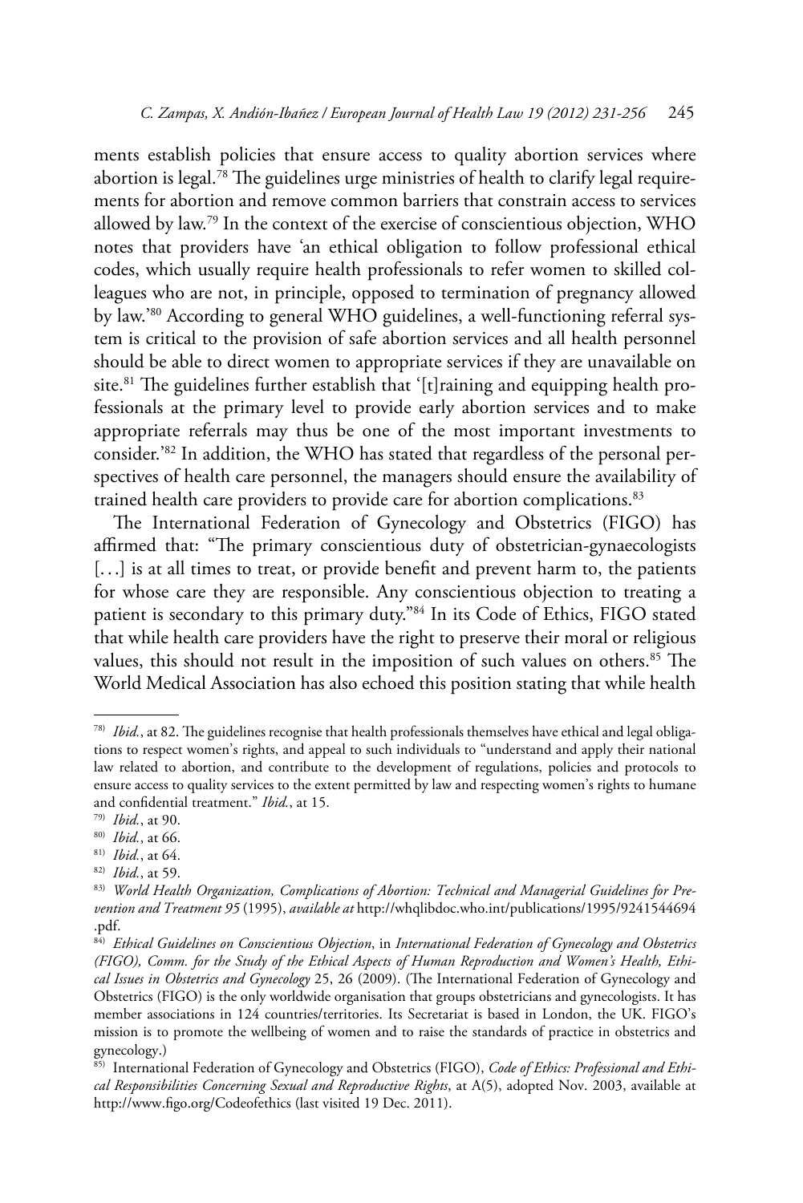ments establish policies that ensure access to quality abortion services where abortion is legal.[78] The guidelines urge ministries of health to clarify legal requirements for abortion and remove common barriers that constrain access to services allowed by law.[79] In the context of the exercise of conscientious objection, WHO notes that providers have 'an ethical obligation to follow professional ethical codes, which usually require health professionals to refer women to skilled colleagues who are not, in principle, opposed to termination of pregnancy allowed by law.'[80] According to general WHO guidelines, a well-functioning referral system is critical to the provision of safe abortion services and all health personnel should be able to direct women to appropriate services if they are unavailable on site.[81] The guidelines further establish that '[t]raining and equipping health professionals at the primary level to provide early abortion services and to make appropriate referrals may thus be one of the most important investments to consider.'[82] In addition, the WHO has stated that regardless of the personal perspectives of health care personnel, the managers should ensure the availability of trained health care providers to provide care for abortion complications.[83]

The International Federation of Gynecology and Obstetrics (FIGO) has affirmed that: "The primary conscientious duty of obstetrician-gynaecologists [...] is at all times to treat, or provide benefit and prevent harm to, the patients for whose care they are responsible. Any conscientious objection to treating a patient is secondary to this primary duty."[84] In its Code of Ethics, FIGO stated that while health care providers have the right to preserve their moral or religious values, this should not result in the imposition of such values on others.[85] The World Medical Association has also echoed this position stating that while health

---

[78] *Ibid.*, at 82. The guidelines recognise that health professionals themselves have ethical and legal obligations to respect women's rights, and appeal to such individuals to "understand and apply their national law related to abortion, and contribute to the development of regulations, policies and protocols to ensure access to quality services to the extent permitted by law and respecting women's rights to humane and confidential treatment." *Ibid.*, at 15.

[79] *Ibid.*, at 90.

[80] *Ibid.*, at 66.

[81] *Ibid.*, at 64.

[82] *Ibid.*, at 59.

[83] *World Health Organization, Complications of Abortion: Technical and Managerial Guidelines for Prevention and Treatment 95* (1995), *available at* http://whqlibdoc.who.int/publications/1995/9241544694.pdf.

[84] *Ethical Guidelines on Conscientious Objection*, in *International Federation of Gynecology and Obstetrics (FIGO), Comm. for the Study of the Ethical Aspects of Human Reproduction and Women's Health, Ethical Issues in Obstetrics and Gynecology* 25, 26 (2009). (The International Federation of Gynecology and Obstetrics (FIGO) is the only worldwide organisation that groups obstetricians and gynecologists. It has member associations in 124 countries/territories. Its Secretariat is based in London, the UK. FIGO's mission is to promote the wellbeing of women and to raise the standards of practice in obstetrics and gynecology.)

[85] International Federation of Gynecology and Obstetrics (FIGO), *Code of Ethics: Professional and Ethical Responsibilities Concerning Sexual and Reproductive Rights*, at A(5), adopted Nov. 2003, available at http://www.figo.org/Codeofethics (last visited 19 Dec. 2011).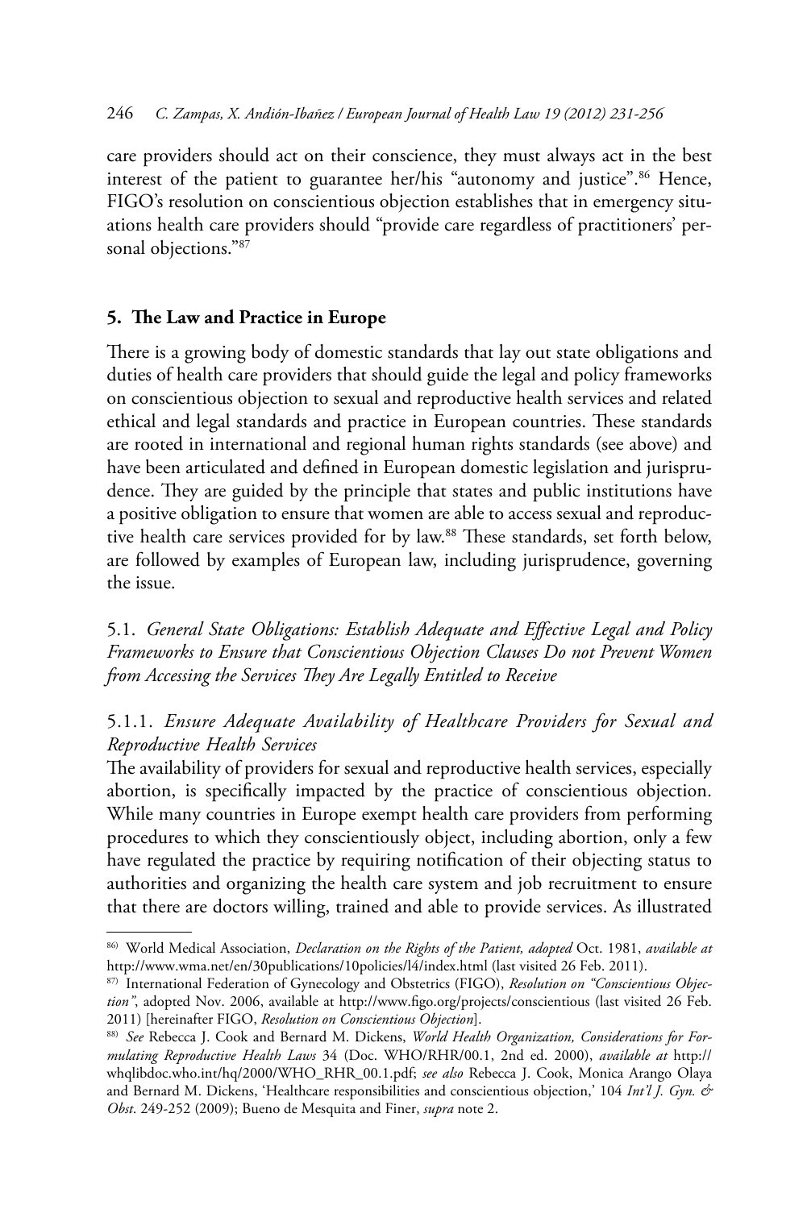care providers should act on their conscience, they must always act in the best interest of the patient to guarantee her/his "autonomy and justice".[86] Hence, FIGO's resolution on conscientious objection establishes that in emergency situations health care providers should "provide care regardless of practitioners' personal objections."[87]

## 5. The Law and Practice in Europe

There is a growing body of domestic standards that lay out state obligations and duties of health care providers that should guide the legal and policy frameworks on conscientious objection to sexual and reproductive health services and related ethical and legal standards and practice in European countries. These standards are rooted in international and regional human rights standards (see above) and have been articulated and defined in European domestic legislation and jurisprudence. They are guided by the principle that states and public institutions have a positive obligation to ensure that women are able to access sexual and reproductive health care services provided for by law.[88] These standards, set forth below, are followed by examples of European law, including jurisprudence, governing the issue.

### 5.1. *General State Obligations: Establish Adequate and Effective Legal and Policy Frameworks to Ensure that Conscientious Objection Clauses Do not Prevent Women from Accessing the Services They Are Legally Entitled to Receive*

#### 5.1.1. *Ensure Adequate Availability of Healthcare Providers for Sexual and Reproductive Health Services*

The availability of providers for sexual and reproductive health services, especially abortion, is specifically impacted by the practice of conscientious objection. While many countries in Europe exempt health care providers from performing procedures to which they conscientiously object, including abortion, only a few have regulated the practice by requiring notification of their objecting status to authorities and organizing the health care system and job recruitment to ensure that there are doctors willing, trained and able to provide services. As illustrated

---

[86] World Medical Association, *Declaration on the Rights of the Patient, adopted* Oct. 1981, *available at* http://www.wma.net/en/30publications/10policies/l4/index.html (last visited 26 Feb. 2011).

[87] International Federation of Gynecology and Obstetrics (FIGO), *Resolution on "Conscientious Objection"*, adopted Nov. 2006, available at http://www.figo.org/projects/conscientious (last visited 26 Feb. 2011) [hereinafter FIGO, *Resolution on Conscientious Objection*].

[88] *See* Rebecca J. Cook and Bernard M. Dickens, *World Health Organization, Considerations for Formulating Reproductive Health Laws* 34 (Doc. WHO/RHR/00.1, 2nd ed. 2000), *available at* http://whqlibdoc.who.int/hq/2000/WHO_RHR_00.1.pdf; *see also* Rebecca J. Cook, Monica Arango Olaya and Bernard M. Dickens, 'Healthcare responsibilities and conscientious objection,' 104 *Int'l J. Gyn. & Obst*. 249-252 (2009); Bueno de Mesquita and Finer, *supra* note 2.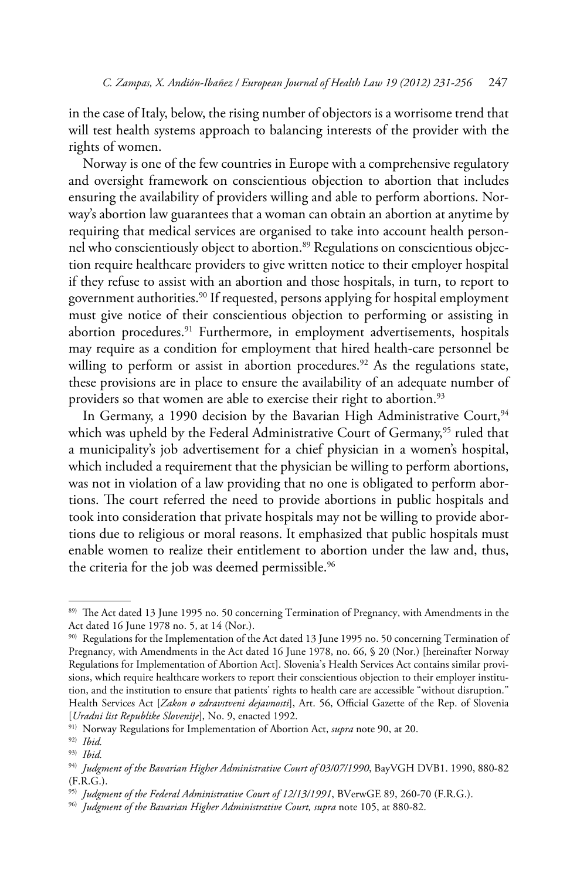in the case of Italy, below, the rising number of objectors is a worrisome trend that will test health systems approach to balancing interests of the provider with the rights of women.

Norway is one of the few countries in Europe with a comprehensive regulatory and oversight framework on conscientious objection to abortion that includes ensuring the availability of providers willing and able to perform abortions. Norway's abortion law guarantees that a woman can obtain an abortion at anytime by requiring that medical services are organised to take into account health personnel who conscientiously object to abortion.[89] Regulations on conscientious objection require healthcare providers to give written notice to their employer hospital if they refuse to assist with an abortion and those hospitals, in turn, to report to government authorities.[90] If requested, persons applying for hospital employment must give notice of their conscientious objection to performing or assisting in abortion procedures.[91] Furthermore, in employment advertisements, hospitals may require as a condition for employment that hired health-care personnel be willing to perform or assist in abortion procedures.[92] As the regulations state, these provisions are in place to ensure the availability of an adequate number of providers so that women are able to exercise their right to abortion.[93]

In Germany, a 1990 decision by the Bavarian High Administrative Court,[94] which was upheld by the Federal Administrative Court of Germany,[95] ruled that a municipality's job advertisement for a chief physician in a women's hospital, which included a requirement that the physician be willing to perform abortions, was not in violation of a law providing that no one is obligated to perform abortions. The court referred the need to provide abortions in public hospitals and took into consideration that private hospitals may not be willing to provide abortions due to religious or moral reasons. It emphasized that public hospitals must enable women to realize their entitlement to abortion under the law and, thus, the criteria for the job was deemed permissible.[96]

---

[89] The Act dated 13 June 1995 no. 50 concerning Termination of Pregnancy, with Amendments in the Act dated 16 June 1978 no. 5, at 14 (Nor.).

[90] Regulations for the Implementation of the Act dated 13 June 1995 no. 50 concerning Termination of Pregnancy, with Amendments in the Act dated 16 June 1978, no. 66, § 20 (Nor.) [hereinafter Norway Regulations for Implementation of Abortion Act]. Slovenia's Health Services Act contains similar provisions, which require healthcare workers to report their conscientious objection to their employer institution, and the institution to ensure that patients' rights to health care are accessible "without disruption." Health Services Act [*Zakon o zdravstveni dejavnosti*], Art. 56, Official Gazette of the Rep. of Slovenia [*Uradni list Republike Slovenije*], No. 9, enacted 1992.

[91] Norway Regulations for Implementation of Abortion Act, *supra* note 90, at 20.

[92] *Ibid.*

[93] *Ibid.*

[94] *Judgment of the Bavarian Higher Administrative Court of 03/07/1990*, BayVGH DVB1. 1990, 880-82 (F.R.G.).

[95] *Judgment of the Federal Administrative Court of 12/13/1991*, BVerwGE 89, 260-70 (F.R.G.).

[96] *Judgment of the Bavarian Higher Administrative Court, supra* note 105, at 880-82.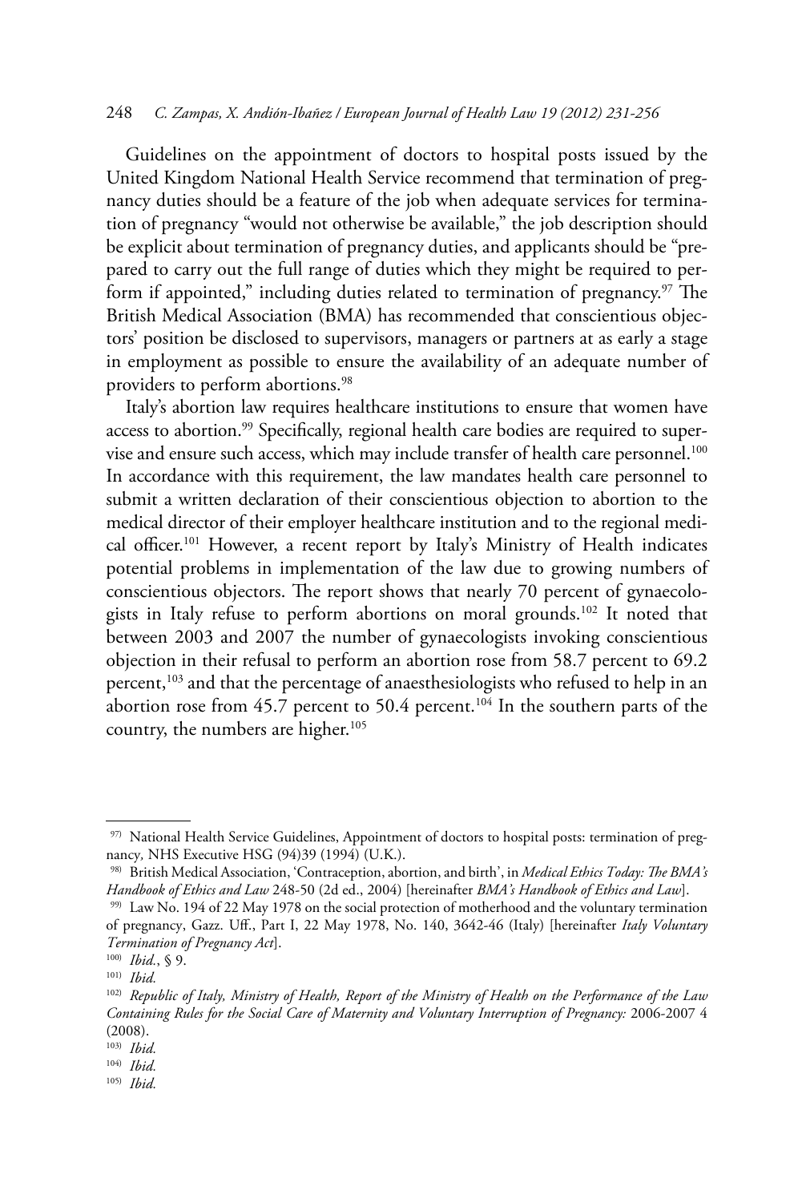Guidelines on the appointment of doctors to hospital posts issued by the United Kingdom National Health Service recommend that termination of pregnancy duties should be a feature of the job when adequate services for termination of pregnancy "would not otherwise be available," the job description should be explicit about termination of pregnancy duties, and applicants should be "prepared to carry out the full range of duties which they might be required to perform if appointed," including duties related to termination of pregnancy.[97] The British Medical Association (BMA) has recommended that conscientious objectors' position be disclosed to supervisors, managers or partners at as early a stage in employment as possible to ensure the availability of an adequate number of providers to perform abortions.[98]

Italy's abortion law requires healthcare institutions to ensure that women have access to abortion.[99] Specifically, regional health care bodies are required to supervise and ensure such access, which may include transfer of health care personnel.[100] In accordance with this requirement, the law mandates health care personnel to submit a written declaration of their conscientious objection to abortion to the medical director of their employer healthcare institution and to the regional medical officer.[101] However, a recent report by Italy's Ministry of Health indicates potential problems in implementation of the law due to growing numbers of conscientious objectors. The report shows that nearly 70 percent of gynaecologists in Italy refuse to perform abortions on moral grounds.[102] It noted that between 2003 and 2007 the number of gynaecologists invoking conscientious objection in their refusal to perform an abortion rose from 58.7 percent to 69.2 percent,[103] and that the percentage of anaesthesiologists who refused to help in an abortion rose from 45.7 percent to 50.4 percent.[104] In the southern parts of the country, the numbers are higher.[105]

---

97) National Health Service Guidelines, Appointment of doctors to hospital posts: termination of pregnancy, NHS Executive HSG (94)39 (1994) (U.K.).

98) British Medical Association, 'Contraception, abortion, and birth', in *Medical Ethics Today: The BMA's Handbook of Ethics and Law* 248-50 (2d ed., 2004) [hereinafter *BMA's Handbook of Ethics and Law*].

99) Law No. 194 of 22 May 1978 on the social protection of motherhood and the voluntary termination of pregnancy, Gazz. Uff., Part I, 22 May 1978, No. 140, 3642-46 (Italy) [hereinafter *Italy Voluntary Termination of Pregnancy Act*].

100) *Ibid.*, § 9.

101) *Ibid.*

102) *Republic of Italy, Ministry of Health, Report of the Ministry of Health on the Performance of the Law Containing Rules for the Social Care of Maternity and Voluntary Interruption of Pregnancy:* 2006-2007 4 (2008).

103) *Ibid.*

104) *Ibid.*

105) *Ibid.*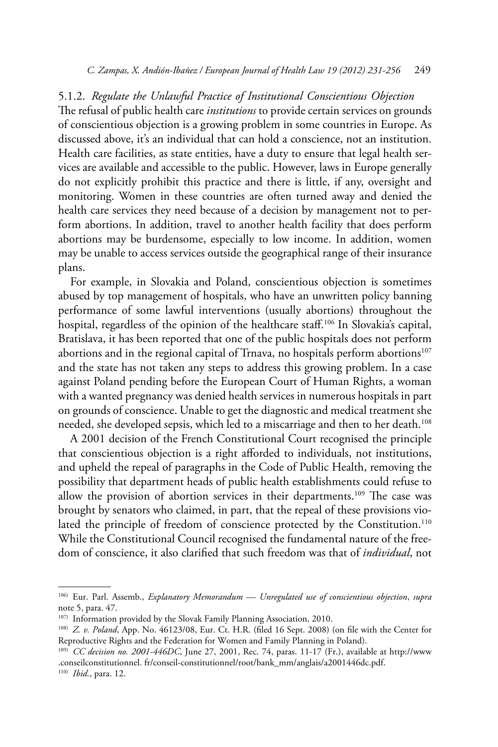### 5.1.2. *Regulate the Unlawful Practice of Institutional Conscientious Objection*

The refusal of public health care *institutions* to provide certain services on grounds of conscientious objection is a growing problem in some countries in Europe. As discussed above, it's an individual that can hold a conscience, not an institution. Health care facilities, as state entities, have a duty to ensure that legal health services are available and accessible to the public. However, laws in Europe generally do not explicitly prohibit this practice and there is little, if any, oversight and monitoring. Women in these countries are often turned away and denied the health care services they need because of a decision by management not to perform abortions. In addition, travel to another health facility that does perform abortions may be burdensome, especially to low income. In addition, women may be unable to access services outside the geographical range of their insurance plans.

For example, in Slovakia and Poland, conscientious objection is sometimes abused by top management of hospitals, who have an unwritten policy banning performance of some lawful interventions (usually abortions) throughout the hospital, regardless of the opinion of the healthcare staff.[106] In Slovakia's capital, Bratislava, it has been reported that one of the public hospitals does not perform abortions and in the regional capital of Trnava, no hospitals perform abortions[107] and the state has not taken any steps to address this growing problem. In a case against Poland pending before the European Court of Human Rights, a woman with a wanted pregnancy was denied health services in numerous hospitals in part on grounds of conscience. Unable to get the diagnostic and medical treatment she needed, she developed sepsis, which led to a miscarriage and then to her death.[108]

A 2001 decision of the French Constitutional Court recognised the principle that conscientious objection is a right afforded to individuals, not institutions, and upheld the repeal of paragraphs in the Code of Public Health, removing the possibility that department heads of public health establishments could refuse to allow the provision of abortion services in their departments.[109] The case was brought by senators who claimed, in part, that the repeal of these provisions violated the principle of freedom of conscience protected by the Constitution.[110] While the Constitutional Council recognised the fundamental nature of the freedom of conscience, it also clarified that such freedom was that of *individual*, not

---

[106] Eur. Parl. Assemb., *Explanatory Memorandum — Unregulated use of conscientious objection*, *supra* note 5, para. 47.

[107] Information provided by the Slovak Family Planning Association, 2010.

[108] *Z. v. Poland*, App. No. 46123/08, Eur. Ct. H.R. (filed 16 Sept. 2008) (on file with the Center for Reproductive Rights and the Federation for Women and Family Planning in Poland).

[109] *CC decision no. 2001-446DC*, June 27, 2001, Rec. 74, paras. 11-17 (Fr.), available at http://www.conseilconstitutionnel. fr/conseil-constitutionnel/root/bank_mm/anglais/a2001446dc.pdf.

[110] *Ibid.*, para. 12.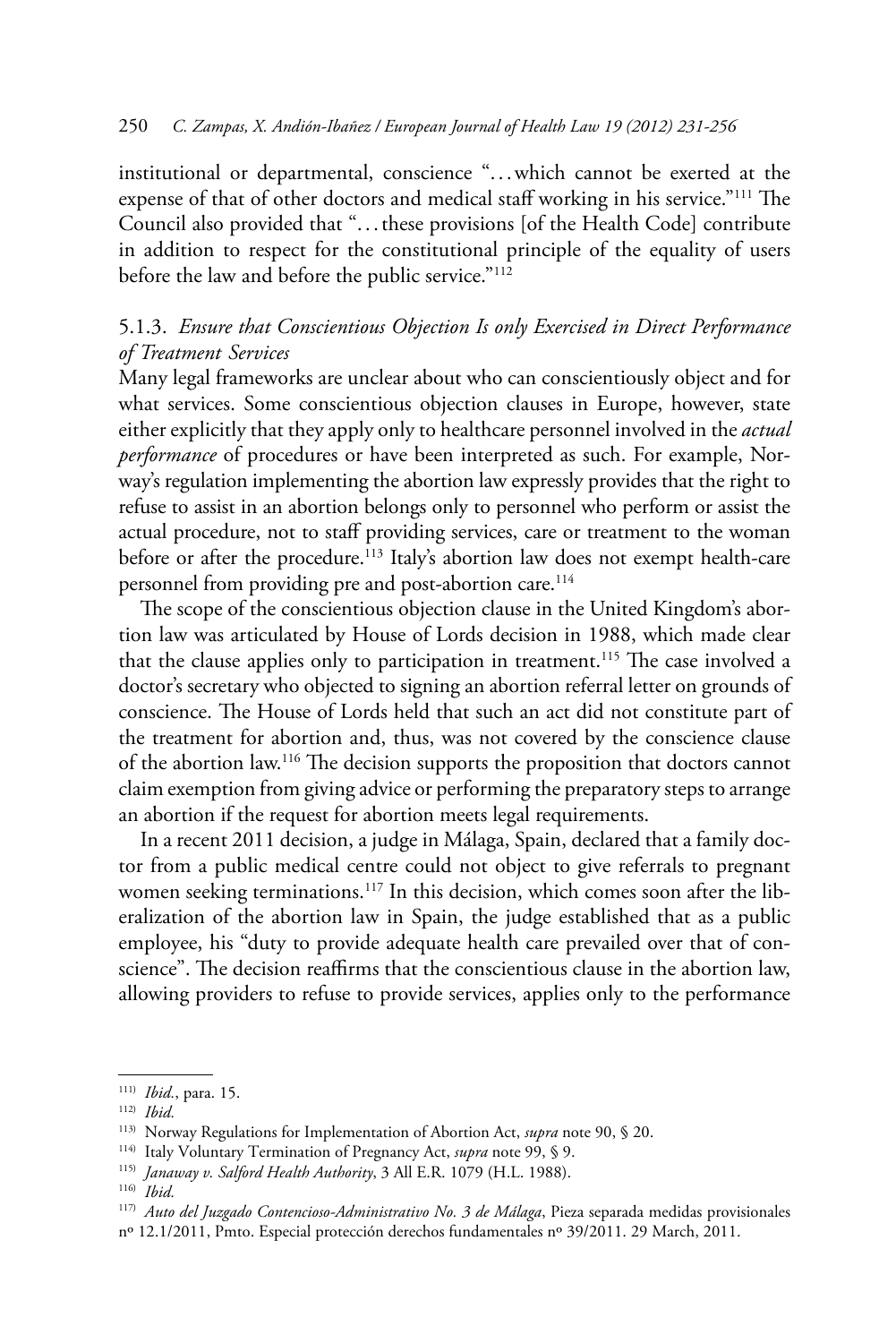institutional or departmental, conscience "...which cannot be exerted at the expense of that of other doctors and medical staff working in his service."[111] The Council also provided that "...these provisions [of the Health Code] contribute in addition to respect for the constitutional principle of the equality of users before the law and before the public service."[112]

### 5.1.3. *Ensure that Conscientious Objection Is only Exercised in Direct Performance of Treatment Services*

Many legal frameworks are unclear about who can conscientiously object and for what services. Some conscientious objection clauses in Europe, however, state either explicitly that they apply only to healthcare personnel involved in the *actual performance* of procedures or have been interpreted as such. For example, Norway's regulation implementing the abortion law expressly provides that the right to refuse to assist in an abortion belongs only to personnel who perform or assist the actual procedure, not to staff providing services, care or treatment to the woman before or after the procedure.[113] Italy's abortion law does not exempt health-care personnel from providing pre and post-abortion care.[114]

The scope of the conscientious objection clause in the United Kingdom's abortion law was articulated by House of Lords decision in 1988, which made clear that the clause applies only to participation in treatment.[115] The case involved a doctor's secretary who objected to signing an abortion referral letter on grounds of conscience. The House of Lords held that such an act did not constitute part of the treatment for abortion and, thus, was not covered by the conscience clause of the abortion law.[116] The decision supports the proposition that doctors cannot claim exemption from giving advice or performing the preparatory steps to arrange an abortion if the request for abortion meets legal requirements.

In a recent 2011 decision, a judge in Málaga, Spain, declared that a family doctor from a public medical centre could not object to give referrals to pregnant women seeking terminations.[117] In this decision, which comes soon after the liberalization of the abortion law in Spain, the judge established that as a public employee, his "duty to provide adequate health care prevailed over that of conscience". The decision reaffirms that the conscientious clause in the abortion law, allowing providers to refuse to provide services, applies only to the performance

---

[111] *Ibid.*, para. 15.

[112] *Ibid.*

[113] Norway Regulations for Implementation of Abortion Act, *supra* note 90, § 20.

[114] Italy Voluntary Termination of Pregnancy Act, *supra* note 99, § 9.

[115] *Janaway v. Salford Health Authority*, 3 All E.R. 1079 (H.L. 1988).

[116] *Ibid.*

[117] *Auto del Juzgado Contencioso-Administrativo No. 3 de Málaga*, Pieza separada medidas provisionales nº 12.1/2011, Pmto. Especial protección derechos fundamentales nº 39/2011. 29 March, 2011.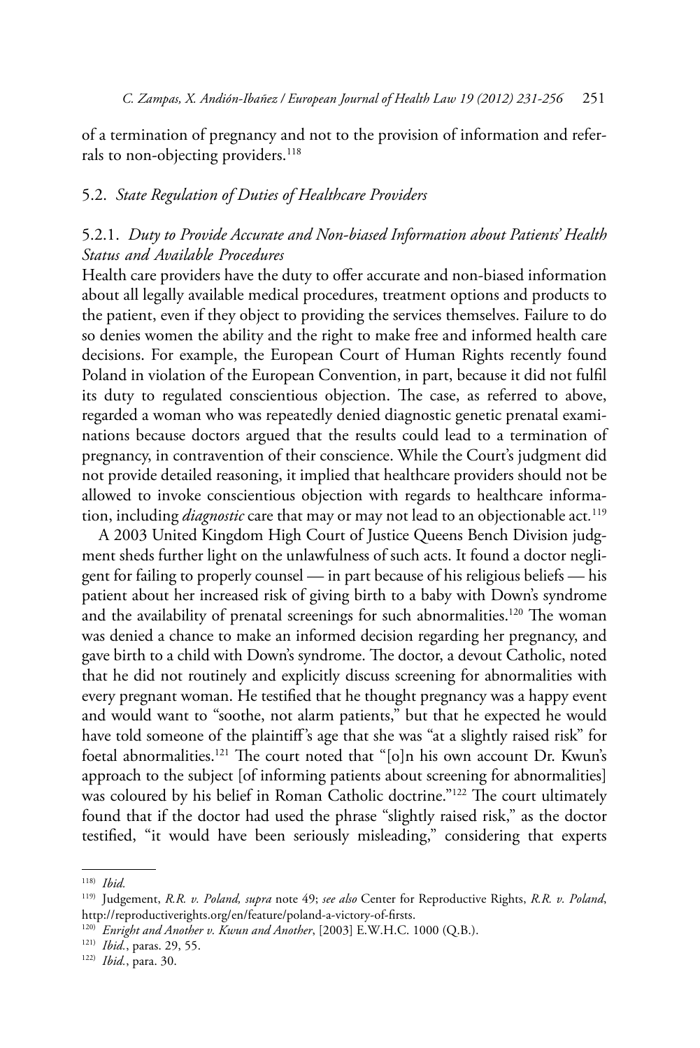of a termination of pregnancy and not to the provision of information and referrals to non-objecting providers.[118]

### 5.2. *State Regulation of Duties of Healthcare Providers*

#### 5.2.1. *Duty to Provide Accurate and Non-biased Information about Patients' Health Status and Available Procedures*

Health care providers have the duty to offer accurate and non-biased information about all legally available medical procedures, treatment options and products to the patient, even if they object to providing the services themselves. Failure to do so denies women the ability and the right to make free and informed health care decisions. For example, the European Court of Human Rights recently found Poland in violation of the European Convention, in part, because it did not fulfil its duty to regulated conscientious objection. The case, as referred to above, regarded a woman who was repeatedly denied diagnostic genetic prenatal examinations because doctors argued that the results could lead to a termination of pregnancy, in contravention of their conscience. While the Court's judgment did not provide detailed reasoning, it implied that healthcare providers should not be allowed to invoke conscientious objection with regards to healthcare information, including *diagnostic* care that may or may not lead to an objectionable act.[119]

A 2003 United Kingdom High Court of Justice Queens Bench Division judgment sheds further light on the unlawfulness of such acts. It found a doctor negligent for failing to properly counsel — in part because of his religious beliefs — his patient about her increased risk of giving birth to a baby with Down's syndrome and the availability of prenatal screenings for such abnormalities.[120] The woman was denied a chance to make an informed decision regarding her pregnancy, and gave birth to a child with Down's syndrome. The doctor, a devout Catholic, noted that he did not routinely and explicitly discuss screening for abnormalities with every pregnant woman. He testified that he thought pregnancy was a happy event and would want to "soothe, not alarm patients," but that he expected he would have told someone of the plaintiff's age that she was "at a slightly raised risk" for foetal abnormalities.[121] The court noted that "[o]n his own account Dr. Kwun's approach to the subject [of informing patients about screening for abnormalities] was coloured by his belief in Roman Catholic doctrine."[122] The court ultimately found that if the doctor had used the phrase "slightly raised risk," as the doctor testified, "it would have been seriously misleading," considering that experts

---

118) *Ibid.*

119) Judgement, *R.R. v. Poland, supra* note 49; *see also* Center for Reproductive Rights, *R.R. v. Poland*, http://reproductiverights.org/en/feature/poland-a-victory-of-firsts.

120) *Enright and Another v. Kwun and Another*, [2003] E.W.H.C. 1000 (Q.B.).

121) *Ibid.*, paras. 29, 55.

122) *Ibid.*, para. 30.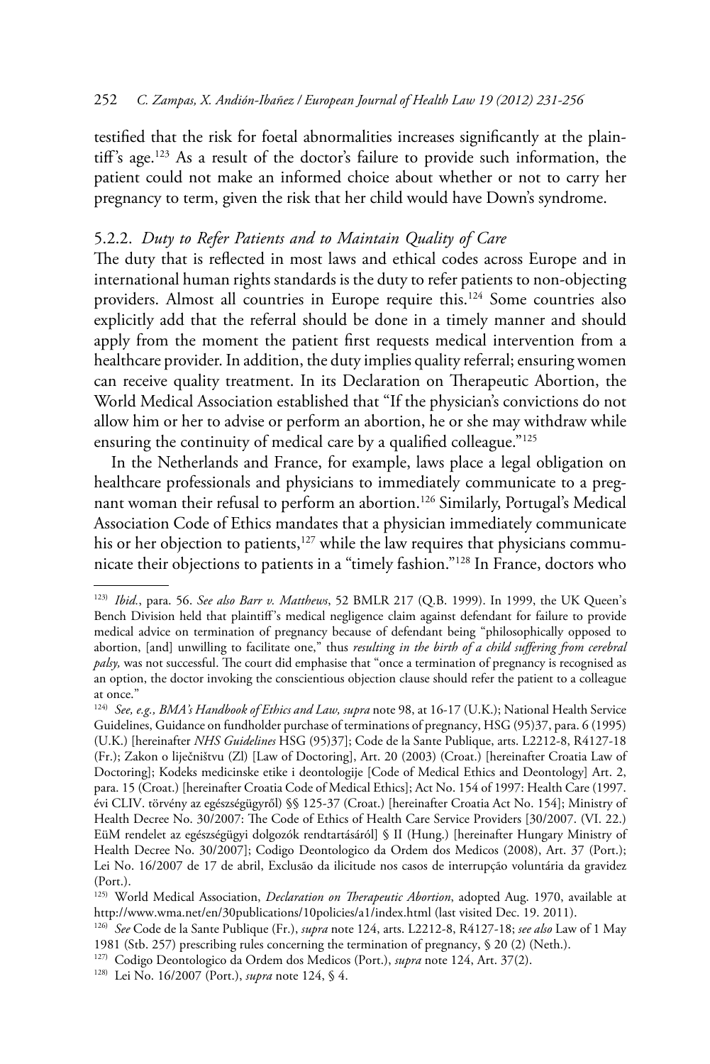testified that the risk for foetal abnormalities increases significantly at the plaintiff's age.[123] As a result of the doctor's failure to provide such information, the patient could not make an informed choice about whether or not to carry her pregnancy to term, given the risk that her child would have Down's syndrome.

### 5.2.2. *Duty to Refer Patients and to Maintain Quality of Care*

The duty that is reflected in most laws and ethical codes across Europe and in international human rights standards is the duty to refer patients to non-objecting providers. Almost all countries in Europe require this.[124] Some countries also explicitly add that the referral should be done in a timely manner and should apply from the moment the patient first requests medical intervention from a healthcare provider. In addition, the duty implies quality referral; ensuring women can receive quality treatment. In its Declaration on Therapeutic Abortion, the World Medical Association established that "If the physician's convictions do not allow him or her to advise or perform an abortion, he or she may withdraw while ensuring the continuity of medical care by a qualified colleague."[125]

In the Netherlands and France, for example, laws place a legal obligation on healthcare professionals and physicians to immediately communicate to a pregnant woman their refusal to perform an abortion.[126] Similarly, Portugal's Medical Association Code of Ethics mandates that a physician immediately communicate his or her objection to patients,[127] while the law requires that physicians communicate their objections to patients in a "timely fashion."[128] In France, doctors who

---

[123] *Ibid.*, para. 56. *See also Barr v. Matthews*, 52 BMLR 217 (Q.B. 1999). In 1999, the UK Queen's Bench Division held that plaintiff's medical negligence claim against defendant for failure to provide medical advice on termination of pregnancy because of defendant being "philosophically opposed to abortion, [and] unwilling to facilitate one," thus *resulting in the birth of a child suffering from cerebral palsy,* was not successful. The court did emphasise that "once a termination of pregnancy is recognised as an option, the doctor invoking the conscientious objection clause should refer the patient to a colleague at once."

[124] *See, e.g., BMA's Handbook of Ethics and Law, supra* note 98, at 16-17 (U.K.); National Health Service Guidelines, Guidance on fundholder purchase of terminations of pregnancy, HSG (95)37, para. 6 (1995) (U.K.) [hereinafter *NHS Guidelines* HSG (95)37]; Code de la Sante Publique, arts. L2212-8, R4127-18 (Fr.); Zakon o liječništvu (Zl) [Law of Doctoring], Art. 20 (2003) (Croat.) [hereinafter Croatia Law of Doctoring]; Kodeks medicinske etike i deontologije [Code of Medical Ethics and Deontology] Art. 2, para. 15 (Croat.) [hereinafter Croatia Code of Medical Ethics]; Act No. 154 of 1997: Health Care (1997. évi CLIV. törvény az egészségügyről) §§ 125-37 (Croat.) [hereinafter Croatia Act No. 154]; Ministry of Health Decree No. 30/2007: The Code of Ethics of Health Care Service Providers [30/2007. (VI. 22.) EüM rendelet az egészségügyi dolgozók rendtartásáról] § II (Hung.) [hereinafter Hungary Ministry of Health Decree No. 30/2007]; Codigo Deontologico da Ordem dos Medicos (2008), Art. 37 (Port.); Lei No. 16/2007 de 17 de abril, Exclusão da ilicitude nos casos de interrupção voluntária da gravidez (Port.).

[125] World Medical Association, *Declaration on Therapeutic Abortion*, adopted Aug. 1970, available at http://www.wma.net/en/30publications/10policies/a1/index.html (last visited Dec. 19. 2011).

[126] *See* Code de la Sante Publique (Fr.), *supra* note 124, arts. L2212-8, R4127-18; *see also* Law of 1 May 1981 (Stb. 257) prescribing rules concerning the termination of pregnancy, § 20 (2) (Neth.).

[127] Codigo Deontologico da Ordem dos Medicos (Port.), *supra* note 124, Art. 37(2).

[128] Lei No. 16/2007 (Port.), *supra* note 124, § 4.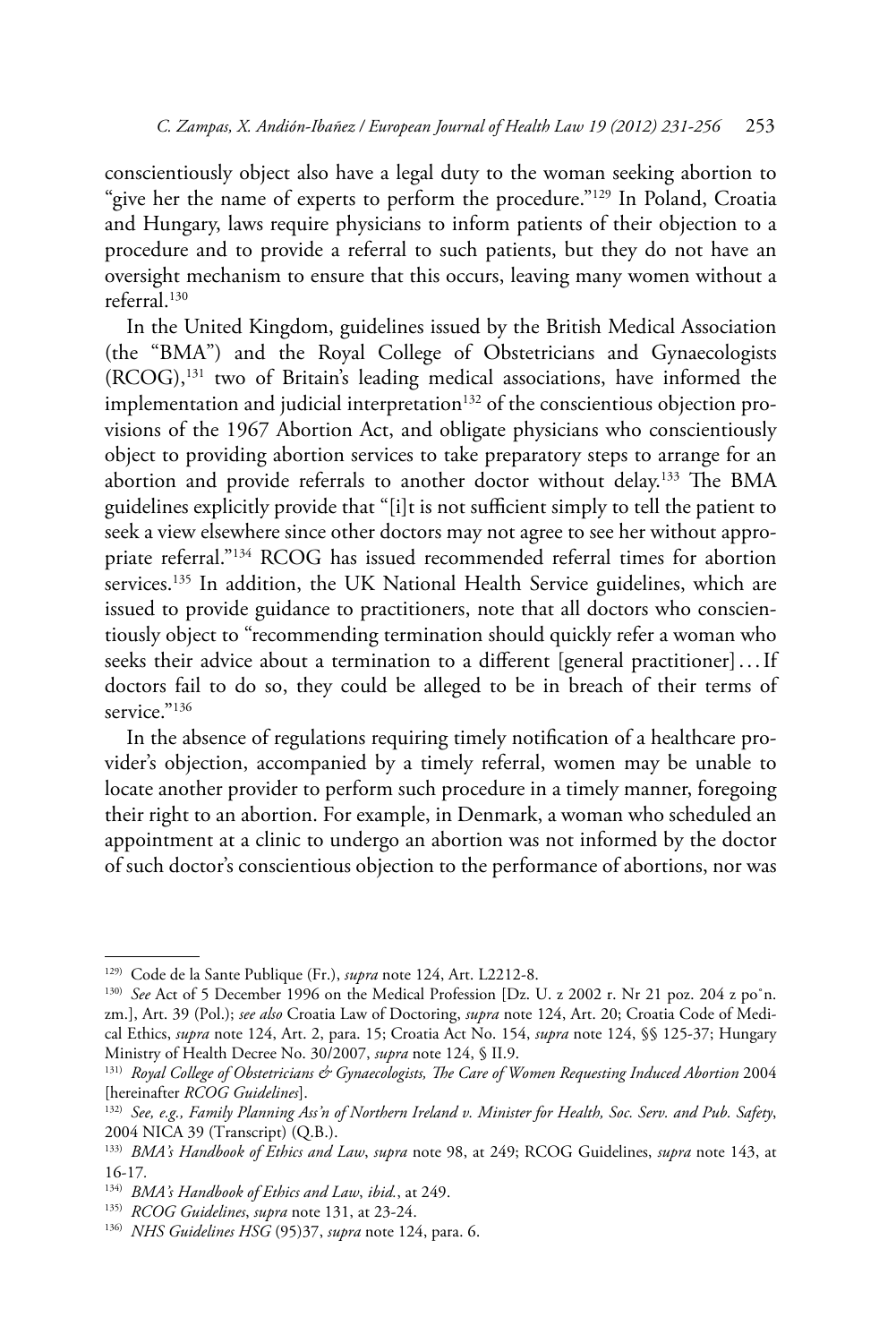conscientiously object also have a legal duty to the woman seeking abortion to "give her the name of experts to perform the procedure."[129] In Poland, Croatia and Hungary, laws require physicians to inform patients of their objection to a procedure and to provide a referral to such patients, but they do not have an oversight mechanism to ensure that this occurs, leaving many women without a referral.[130]

In the United Kingdom, guidelines issued by the British Medical Association (the "BMA") and the Royal College of Obstetricians and Gynaecologists (RCOG),[131] two of Britain's leading medical associations, have informed the implementation and judicial interpretation[132] of the conscientious objection provisions of the 1967 Abortion Act, and obligate physicians who conscientiously object to providing abortion services to take preparatory steps to arrange for an abortion and provide referrals to another doctor without delay.[133] The BMA guidelines explicitly provide that "[i]t is not sufficient simply to tell the patient to seek a view elsewhere since other doctors may not agree to see her without appropriate referral."[134] RCOG has issued recommended referral times for abortion services.[135] In addition, the UK National Health Service guidelines, which are issued to provide guidance to practitioners, note that all doctors who conscientiously object to "recommending termination should quickly refer a woman who seeks their advice about a termination to a different [general practitioner]... If doctors fail to do so, they could be alleged to be in breach of their terms of service."[136]

In the absence of regulations requiring timely notification of a healthcare provider's objection, accompanied by a timely referral, women may be unable to locate another provider to perform such procedure in a timely manner, foregoing their right to an abortion. For example, in Denmark, a woman who scheduled an appointment at a clinic to undergo an abortion was not informed by the doctor of such doctor's conscientious objection to the performance of abortions, nor was

---

129) Code de la Sante Publique (Fr.), *supra* note 124, Art. L2212-8.

130) *See* Act of 5 December 1996 on the Medical Profession [Dz. U. z 2002 r. Nr 21 poz. 204 z po˚n. zm.], Art. 39 (Pol.); *see also* Croatia Law of Doctoring, *supra* note 124, Art. 20; Croatia Code of Medical Ethics, *supra* note 124, Art. 2, para. 15; Croatia Act No. 154, *supra* note 124, §§ 125-37; Hungary Ministry of Health Decree No. 30/2007, *supra* note 124, § II.9.

131) *Royal College of Obstetricians & Gynaecologists, The Care of Women Requesting Induced Abortion* 2004 [hereinafter *RCOG Guidelines*].

132) *See, e.g., Family Planning Ass'n of Northern Ireland v. Minister for Health, Soc. Serv. and Pub. Safety*, 2004 NICA 39 (Transcript) (Q.B.).

133) *BMA's Handbook of Ethics and Law*, *supra* note 98, at 249; RCOG Guidelines, *supra* note 143, at 16-17.

134) *BMA's Handbook of Ethics and Law*, *ibid.*, at 249.

135) *RCOG Guidelines*, *supra* note 131, at 23-24.

136) *NHS Guidelines HSG* (95)37, *supra* note 124, para. 6.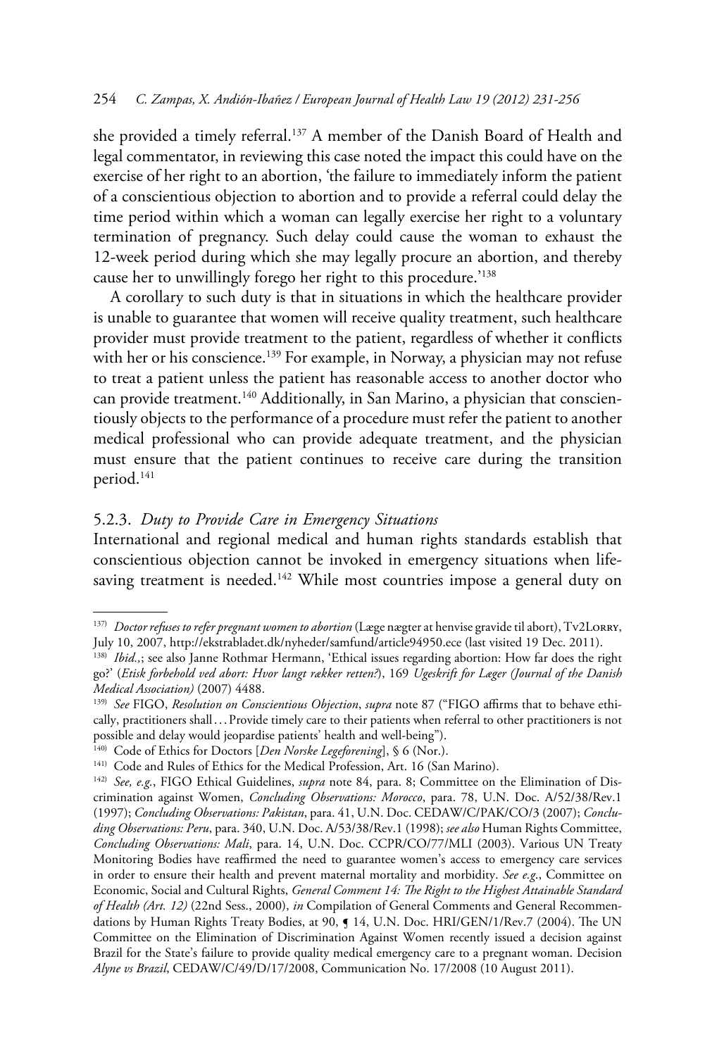she provided a timely referral.[137] A member of the Danish Board of Health and legal commentator, in reviewing this case noted the impact this could have on the exercise of her right to an abortion, 'the failure to immediately inform the patient of a conscientious objection to abortion and to provide a referral could delay the time period within which a woman can legally exercise her right to a voluntary termination of pregnancy. Such delay could cause the woman to exhaust the 12-week period during which she may legally procure an abortion, and thereby cause her to unwillingly forego her right to this procedure.'[138]

A corollary to such duty is that in situations in which the healthcare provider is unable to guarantee that women will receive quality treatment, such healthcare provider must provide treatment to the patient, regardless of whether it conflicts with her or his conscience.[139] For example, in Norway, a physician may not refuse to treat a patient unless the patient has reasonable access to another doctor who can provide treatment.[140] Additionally, in San Marino, a physician that conscientiously objects to the performance of a procedure must refer the patient to another medical professional who can provide adequate treatment, and the physician must ensure that the patient continues to receive care during the transition period.[141]

### 5.2.3. *Duty to Provide Care in Emergency Situations*

International and regional medical and human rights standards establish that conscientious objection cannot be invoked in emergency situations when life-saving treatment is needed.[142] While most countries impose a general duty on

---

[137] *Doctor refuses to refer pregnant women to abortion* (Læge nægter at henvise gravide til abort), Tv2Lorry, July 10, 2007, http://ekstrabladet.dk/nyheder/samfund/article94950.ece (last visited 19 Dec. 2011).

[138] *Ibid.*,; see also Janne Rothmar Hermann, 'Ethical issues regarding abortion: How far does the right go?' (*Etisk forbehold ved abort: Hvor langt rækker retten?*), 169 *Ugeskrift for Læger (Journal of the Danish Medical Association)* (2007) 4488.

[139] *See* FIGO, *Resolution on Conscientious Objection*, *supra* note 87 ("FIGO affirms that to behave ethically, practitioners shall . . . Provide timely care to their patients when referral to other practitioners is not possible and delay would jeopardise patients' health and well-being").

[140] Code of Ethics for Doctors [*Den Norske Legeforening*], § 6 (Nor.).

[141] Code and Rules of Ethics for the Medical Profession, Art. 16 (San Marino).

[142] *See, e.g.*, FIGO Ethical Guidelines, *supra* note 84, para. 8; Committee on the Elimination of Discrimination against Women, *Concluding Observations: Morocco*, para. 78, U.N. Doc. A/52/38/Rev.1 (1997); *Concluding Observations: Pakistan*, para. 41, U.N. Doc. CEDAW/C/PAK/CO/3 (2007); *Concluding Observations: Peru*, para. 340, U.N. Doc. A/53/38/Rev.1 (1998); *see also* Human Rights Committee, *Concluding Observations: Mali*, para. 14, U.N. Doc. CCPR/CO/77/MLI (2003). Various UN Treaty Monitoring Bodies have reaffirmed the need to guarantee women's access to emergency care services in order to ensure their health and prevent maternal mortality and morbidity. *See e.g.*, Committee on Economic, Social and Cultural Rights, *General Comment 14: The Right to the Highest Attainable Standard of Health (Art. 12)* (22nd Sess., 2000), *in* Compilation of General Comments and General Recommendations by Human Rights Treaty Bodies, at 90, ¶ 14, U.N. Doc. HRI/GEN/1/Rev.7 (2004). The UN Committee on the Elimination of Discrimination Against Women recently issued a decision against Brazil for the State's failure to provide quality medical emergency care to a pregnant woman. Decision *Alyne vs Brazil*, CEDAW/C/49/D/17/2008, Communication No. 17/2008 (10 August 2011).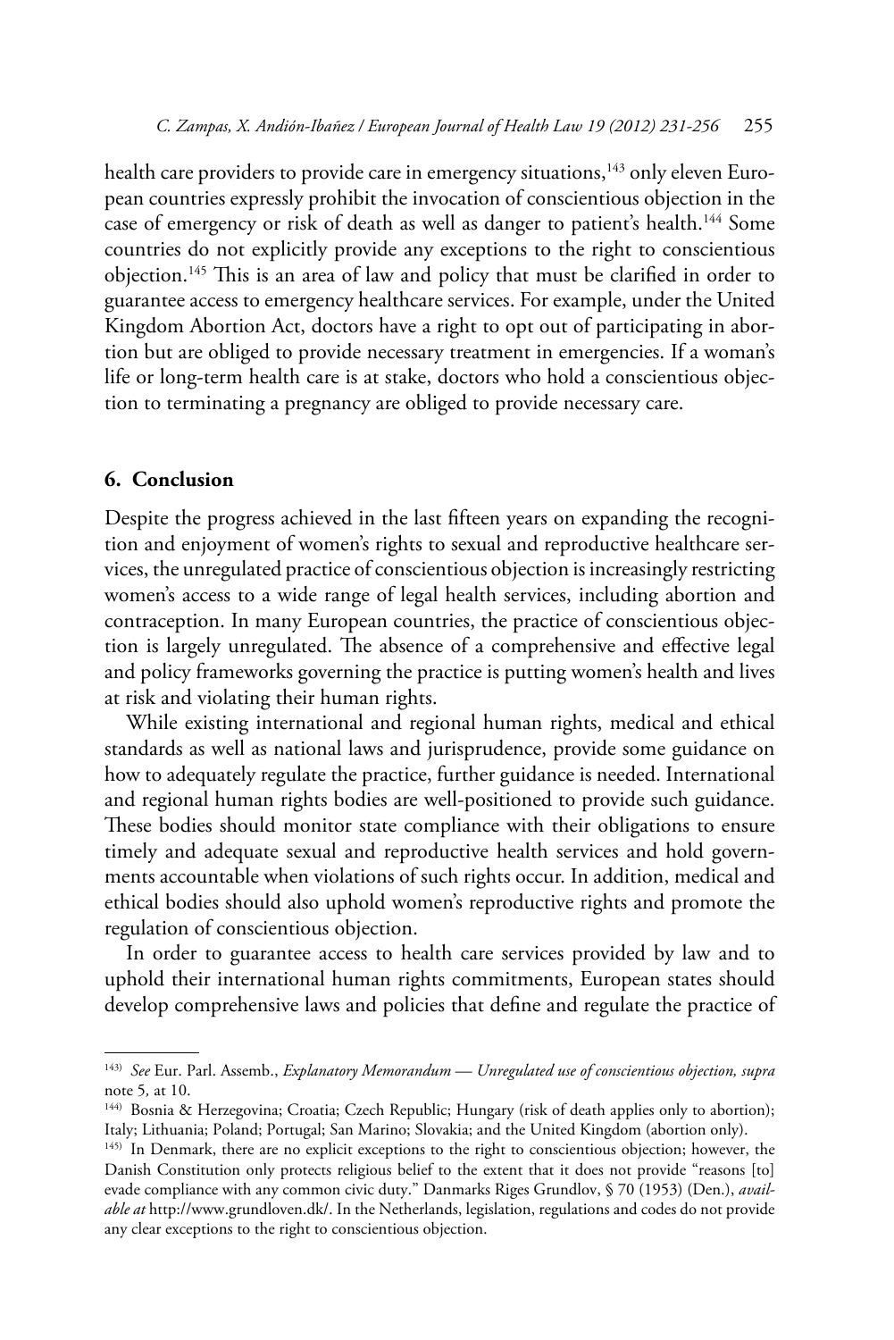health care providers to provide care in emergency situations,[143] only eleven European countries expressly prohibit the invocation of conscientious objection in the case of emergency or risk of death as well as danger to patient's health.[144] Some countries do not explicitly provide any exceptions to the right to conscientious objection.[145] This is an area of law and policy that must be clarified in order to guarantee access to emergency healthcare services. For example, under the United Kingdom Abortion Act, doctors have a right to opt out of participating in abortion but are obliged to provide necessary treatment in emergencies. If a woman's life or long-term health care is at stake, doctors who hold a conscientious objection to terminating a pregnancy are obliged to provide necessary care.

## 6. Conclusion

Despite the progress achieved in the last fifteen years on expanding the recognition and enjoyment of women's rights to sexual and reproductive healthcare services, the unregulated practice of conscientious objection is increasingly restricting women's access to a wide range of legal health services, including abortion and contraception. In many European countries, the practice of conscientious objection is largely unregulated. The absence of a comprehensive and effective legal and policy frameworks governing the practice is putting women's health and lives at risk and violating their human rights.

While existing international and regional human rights, medical and ethical standards as well as national laws and jurisprudence, provide some guidance on how to adequately regulate the practice, further guidance is needed. International and regional human rights bodies are well-positioned to provide such guidance. These bodies should monitor state compliance with their obligations to ensure timely and adequate sexual and reproductive health services and hold governments accountable when violations of such rights occur. In addition, medical and ethical bodies should also uphold women's reproductive rights and promote the regulation of conscientious objection.

In order to guarantee access to health care services provided by law and to uphold their international human rights commitments, European states should develop comprehensive laws and policies that define and regulate the practice of

---

[143] *See* Eur. Parl. Assemb., *Explanatory Memorandum — Unregulated use of conscientious objection, supra* note 5, at 10.

[144] Bosnia & Herzegovina; Croatia; Czech Republic; Hungary (risk of death applies only to abortion); Italy; Lithuania; Poland; Portugal; San Marino; Slovakia; and the United Kingdom (abortion only).

[145] In Denmark, there are no explicit exceptions to the right to conscientious objection; however, the Danish Constitution only protects religious belief to the extent that it does not provide "reasons [to] evade compliance with any common civic duty." Danmarks Riges Grundlov, § 70 (1953) (Den.), *available at* http://www.grundloven.dk/. In the Netherlands, legislation, regulations and codes do not provide any clear exceptions to the right to conscientious objection.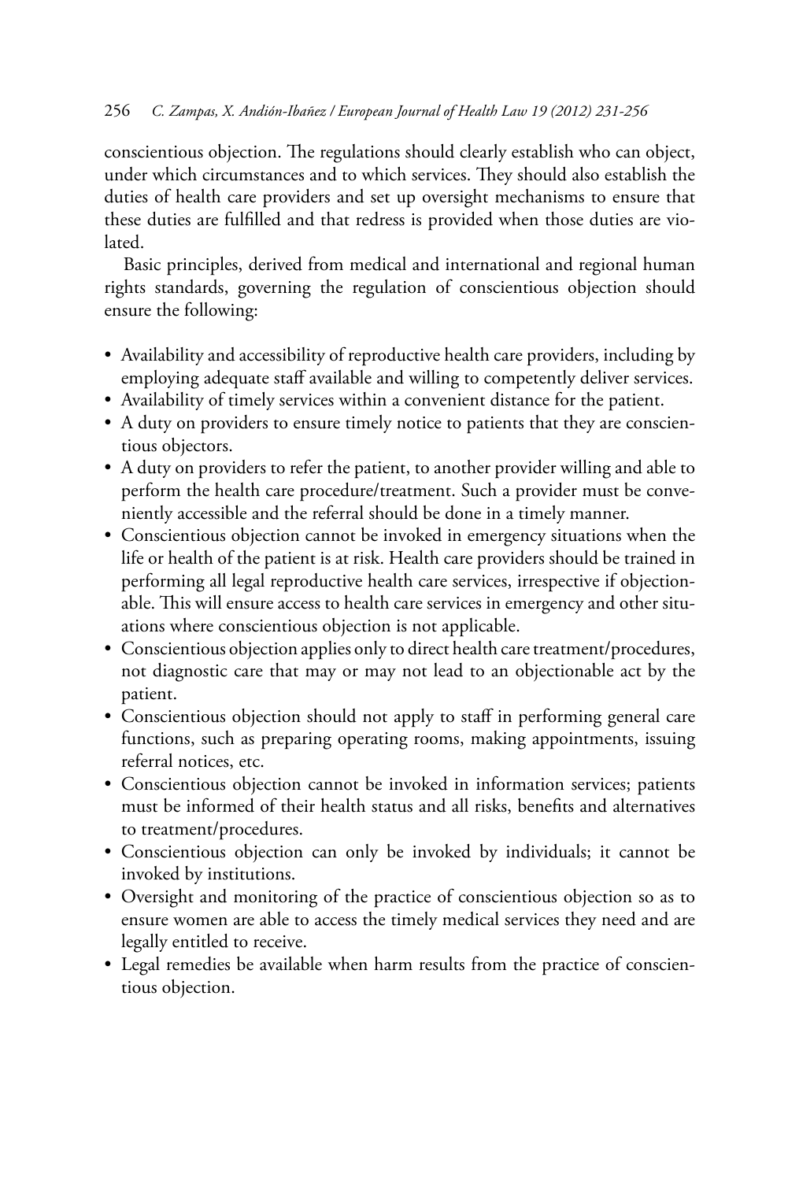conscientious objection. The regulations should clearly establish who can object, under which circumstances and to which services. They should also establish the duties of health care providers and set up oversight mechanisms to ensure that these duties are fulfilled and that redress is provided when those duties are violated.

Basic principles, derived from medical and international and regional human rights standards, governing the regulation of conscientious objection should ensure the following:

- Availability and accessibility of reproductive health care providers, including by employing adequate staff available and willing to competently deliver services.
- Availability of timely services within a convenient distance for the patient.
- A duty on providers to ensure timely notice to patients that they are conscientious objectors.
- A duty on providers to refer the patient, to another provider willing and able to perform the health care procedure/treatment. Such a provider must be conveniently accessible and the referral should be done in a timely manner.
- Conscientious objection cannot be invoked in emergency situations when the life or health of the patient is at risk. Health care providers should be trained in performing all legal reproductive health care services, irrespective if objectionable. This will ensure access to health care services in emergency and other situations where conscientious objection is not applicable.
- Conscientious objection applies only to direct health care treatment/procedures, not diagnostic care that may or may not lead to an objectionable act by the patient.
- Conscientious objection should not apply to staff in performing general care functions, such as preparing operating rooms, making appointments, issuing referral notices, etc.
- Conscientious objection cannot be invoked in information services; patients must be informed of their health status and all risks, benefits and alternatives to treatment/procedures.
- Conscientious objection can only be invoked by individuals; it cannot be invoked by institutions.
- Oversight and monitoring of the practice of conscientious objection so as to ensure women are able to access the timely medical services they need and are legally entitled to receive.
- Legal remedies be available when harm results from the practice of conscientious objection.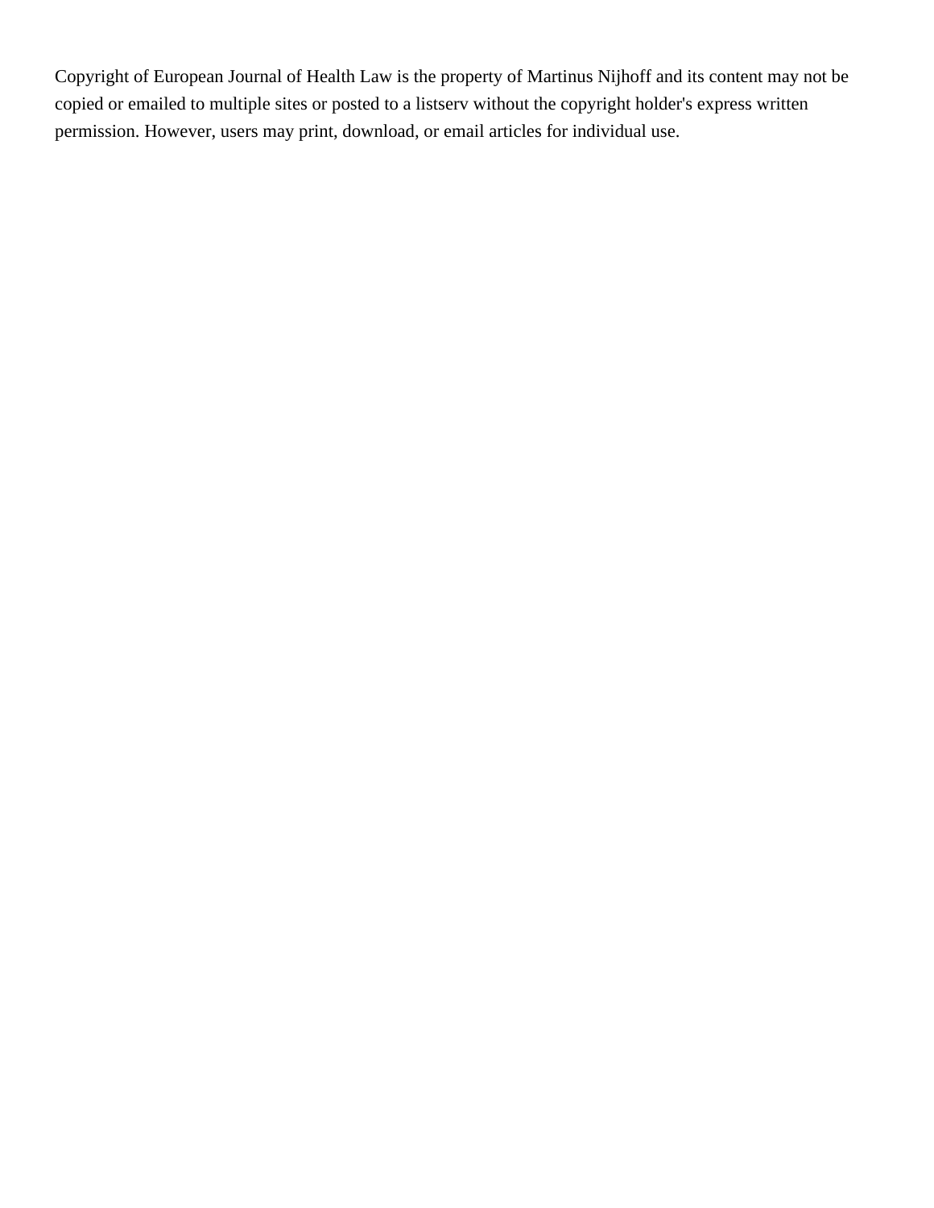Copyright of European Journal of Health Law is the property of Martinus Nijhoff and its content may not be copied or emailed to multiple sites or posted to a listserv without the copyright holder's express written permission. However, users may print, download, or email articles for individual use.